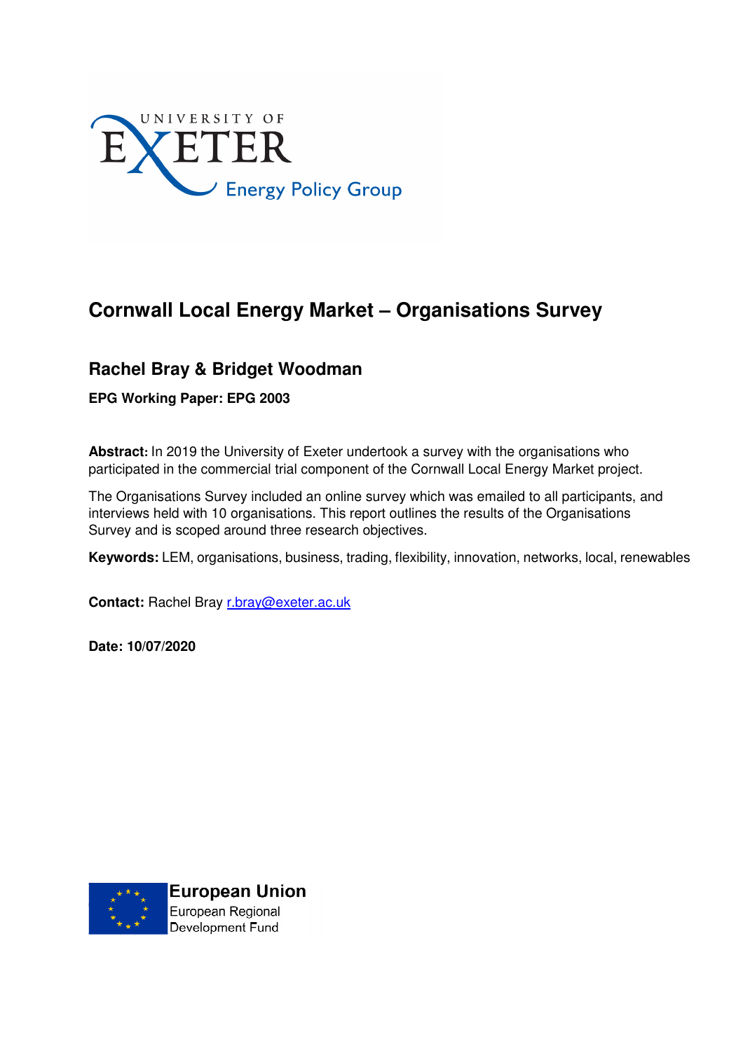UNIVERSITY OF EXETER

Energy Policy Group

# Cornwall Local Energy Market – Organisations Survey

## Rachel Bray & Bridget Woodman

**EPG Working Paper: EPG 2003**

**Abstract:** In 2019 the University of Exeter undertook a survey with the organisations who participated in the commercial trial component of the Cornwall Local Energy Market project.

The Organisations Survey included an online survey which was emailed to all participants, and interviews held with 10 organisations. This report outlines the results of the Organisations Survey and is scoped around three research objectives.

**Keywords:** LEM, organisations, business, trading, flexibility, innovation, networks, local, renewables

**Contact:** Rachel Bray r.bray@exeter.ac.uk

**Date: 10/07/2020**

European Union
European Regional Development Fund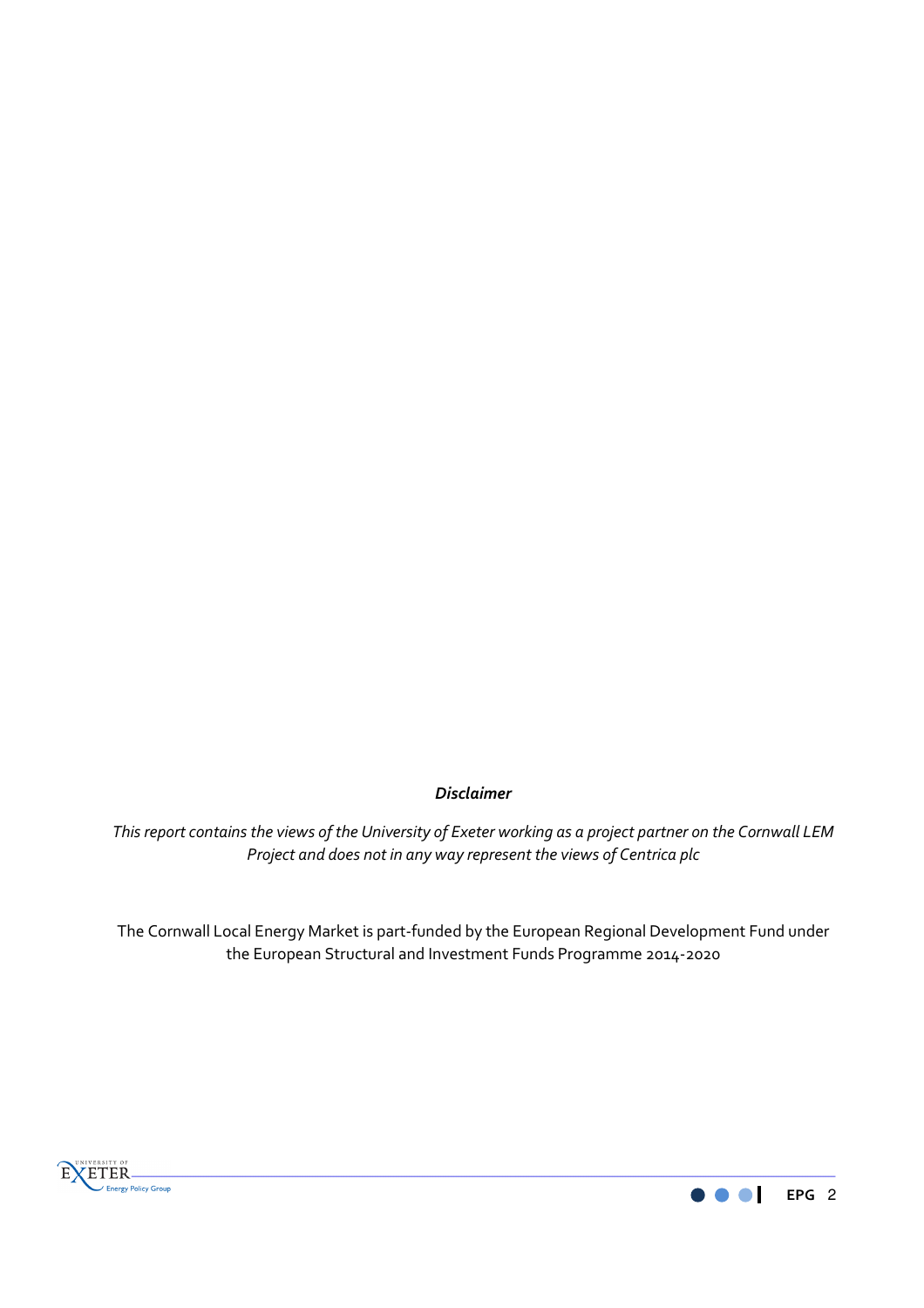***Disclaimer***

*This report contains the views of the University of Exeter working as a project partner on the Cornwall LEM Project and does not in any way represent the views of Centrica plc*

The Cornwall Local Energy Market is part-funded by the European Regional Development Fund under the European Structural and Investment Funds Programme 2014-2020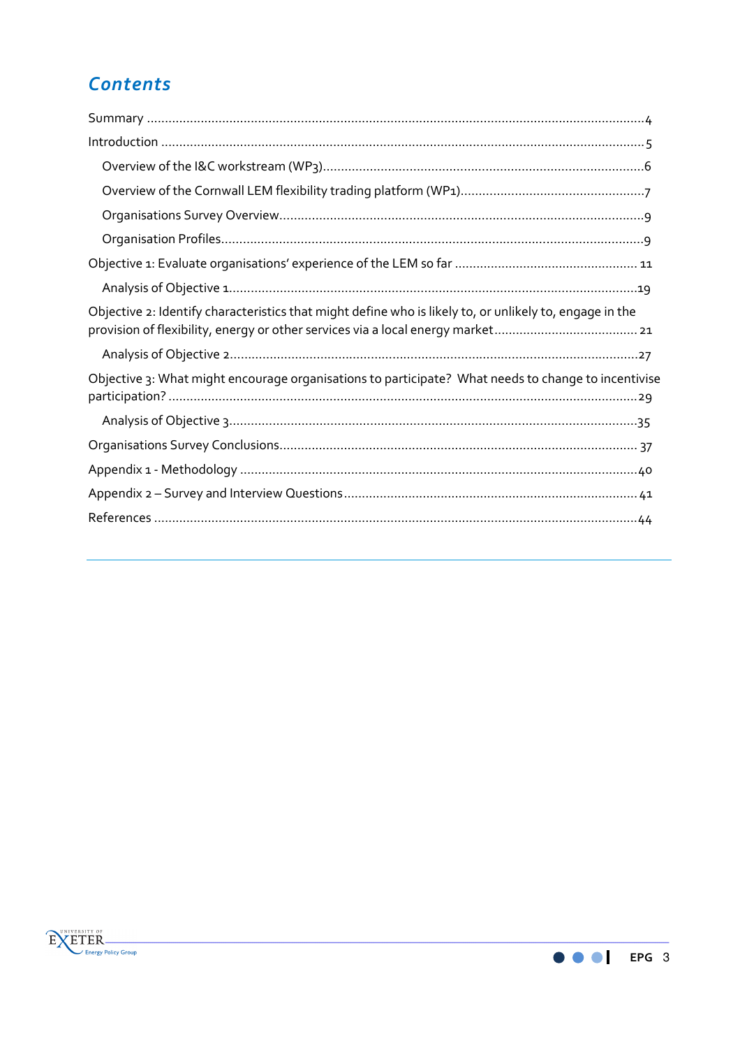# Contents

- Summary ....4
- Introduction ....5
  - Overview of the I&C workstream (WP3)....6
  - Overview of the Cornwall LEM flexibility trading platform (WP1)....7
  - Organisations Survey Overview....9
  - Organisation Profiles....9
- Objective 1: Evaluate organisations' experience of the LEM so far ....11
  - Analysis of Objective 1....19
- Objective 2: Identify characteristics that might define who is likely to, or unlikely to, engage in the provision of flexibility, energy or other services via a local energy market....21
  - Analysis of Objective 2....27
- Objective 3: What might encourage organisations to participate? What needs to change to incentivise participation? ....29
  - Analysis of Objective 3....35
- Organisations Survey Conclusions....37
- Appendix 1 - Methodology ....40
- Appendix 2 – Survey and Interview Questions....41
- References ....44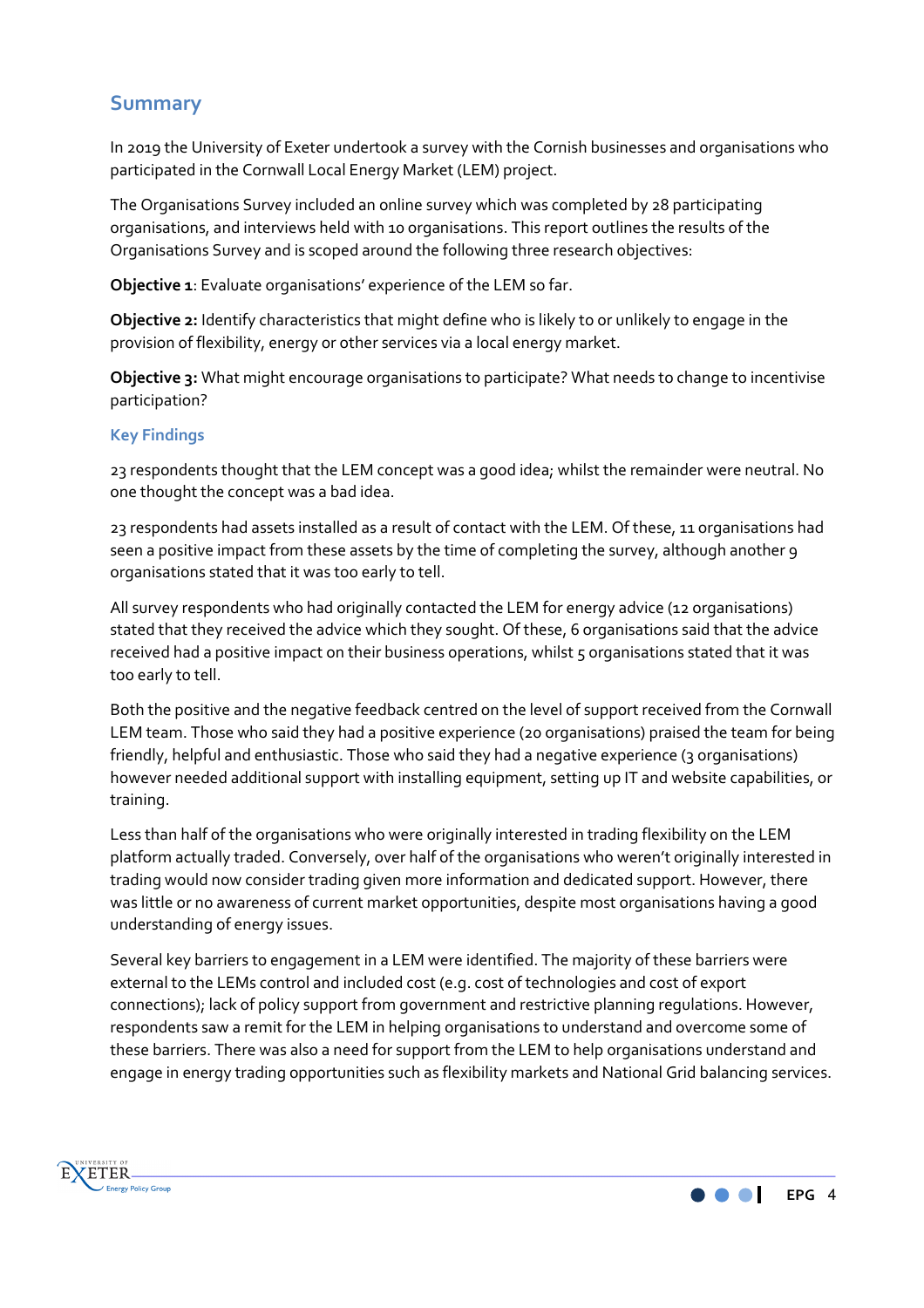## Summary

In 2019 the University of Exeter undertook a survey with the Cornish businesses and organisations who participated in the Cornwall Local Energy Market (LEM) project.

The Organisations Survey included an online survey which was completed by 28 participating organisations, and interviews held with 10 organisations. This report outlines the results of the Organisations Survey and is scoped around the following three research objectives:

**Objective 1**: Evaluate organisations' experience of the LEM so far.

**Objective 2:** Identify characteristics that might define who is likely to or unlikely to engage in the provision of flexibility, energy or other services via a local energy market.

**Objective 3:** What might encourage organisations to participate? What needs to change to incentivise participation?

### Key Findings

23 respondents thought that the LEM concept was a good idea; whilst the remainder were neutral. No one thought the concept was a bad idea.

23 respondents had assets installed as a result of contact with the LEM. Of these, 11 organisations had seen a positive impact from these assets by the time of completing the survey, although another 9 organisations stated that it was too early to tell.

All survey respondents who had originally contacted the LEM for energy advice (12 organisations) stated that they received the advice which they sought. Of these, 6 organisations said that the advice received had a positive impact on their business operations, whilst 5 organisations stated that it was too early to tell.

Both the positive and the negative feedback centred on the level of support received from the Cornwall LEM team. Those who said they had a positive experience (20 organisations) praised the team for being friendly, helpful and enthusiastic. Those who said they had a negative experience (3 organisations) however needed additional support with installing equipment, setting up IT and website capabilities, or training.

Less than half of the organisations who were originally interested in trading flexibility on the LEM platform actually traded. Conversely, over half of the organisations who weren't originally interested in trading would now consider trading given more information and dedicated support. However, there was little or no awareness of current market opportunities, despite most organisations having a good understanding of energy issues.

Several key barriers to engagement in a LEM were identified. The majority of these barriers were external to the LEMs control and included cost (e.g. cost of technologies and cost of export connections); lack of policy support from government and restrictive planning regulations. However, respondents saw a remit for the LEM in helping organisations to understand and overcome some of these barriers. There was also a need for support from the LEM to help organisations understand and engage in energy trading opportunities such as flexibility markets and National Grid balancing services.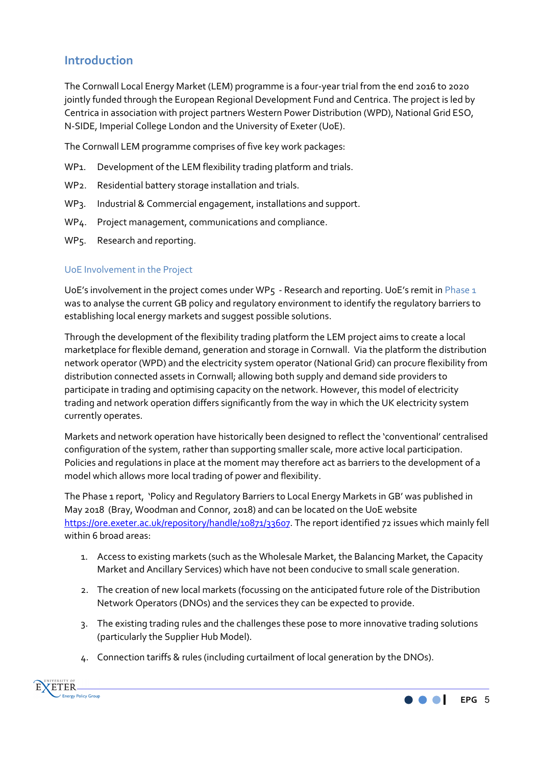## Introduction

The Cornwall Local Energy Market (LEM) programme is a four-year trial from the end 2016 to 2020 jointly funded through the European Regional Development Fund and Centrica. The project is led by Centrica in association with project partners Western Power Distribution (WPD), National Grid ESO, N-SIDE, Imperial College London and the University of Exeter (UoE).

The Cornwall LEM programme comprises of five key work packages:

WP1. Development of the LEM flexibility trading platform and trials.

WP2. Residential battery storage installation and trials.

WP3. Industrial & Commercial engagement, installations and support.

WP4. Project management, communications and compliance.

WP5. Research and reporting.

### UoE Involvement in the Project

UoE's involvement in the project comes under WP5 - Research and reporting. UoE's remit in Phase 1 was to analyse the current GB policy and regulatory environment to identify the regulatory barriers to establishing local energy markets and suggest possible solutions.

Through the development of the flexibility trading platform the LEM project aims to create a local marketplace for flexible demand, generation and storage in Cornwall. Via the platform the distribution network operator (WPD) and the electricity system operator (National Grid) can procure flexibility from distribution connected assets in Cornwall; allowing both supply and demand side providers to participate in trading and optimising capacity on the network. However, this model of electricity trading and network operation differs significantly from the way in which the UK electricity system currently operates.

Markets and network operation have historically been designed to reflect the 'conventional' centralised configuration of the system, rather than supporting smaller scale, more active local participation. Policies and regulations in place at the moment may therefore act as barriers to the development of a model which allows more local trading of power and flexibility.

The Phase 1 report, 'Policy and Regulatory Barriers to Local Energy Markets in GB' was published in May 2018 (Bray, Woodman and Connor, 2018) and can be located on the UoE website https://ore.exeter.ac.uk/repository/handle/10871/33607. The report identified 72 issues which mainly fell within 6 broad areas:

1. Access to existing markets (such as the Wholesale Market, the Balancing Market, the Capacity Market and Ancillary Services) which have not been conducive to small scale generation.
2. The creation of new local markets (focussing on the anticipated future role of the Distribution Network Operators (DNOs) and the services they can be expected to provide.
3. The existing trading rules and the challenges these pose to more innovative trading solutions (particularly the Supplier Hub Model).
4. Connection tariffs & rules (including curtailment of local generation by the DNOs).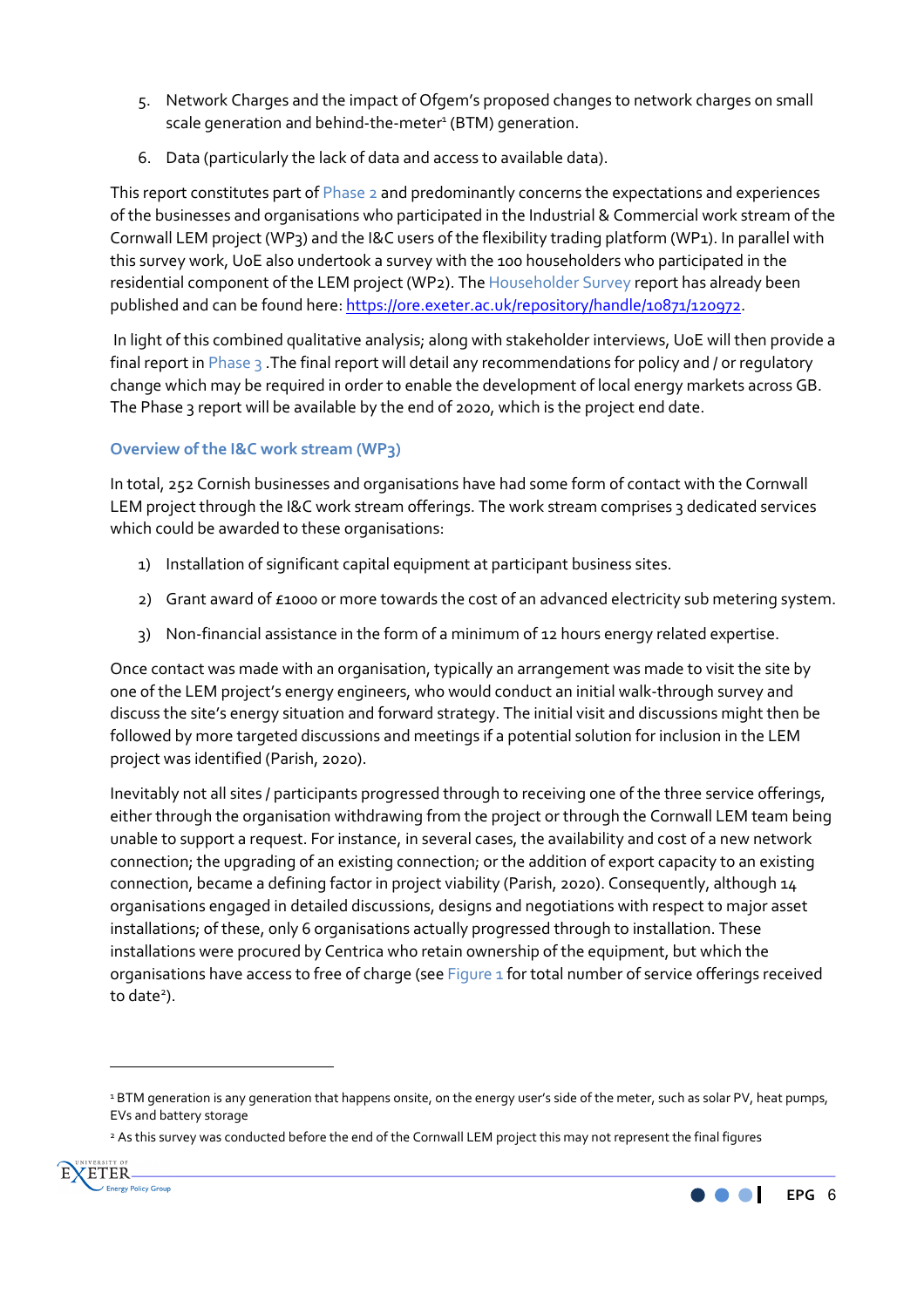5. Network Charges and the impact of Ofgem's proposed changes to network charges on small scale generation and behind-the-meter[1] (BTM) generation.
6. Data (particularly the lack of data and access to available data).

This report constitutes part of Phase 2 and predominantly concerns the expectations and experiences of the businesses and organisations who participated in the Industrial & Commercial work stream of the Cornwall LEM project (WP3) and the I&C users of the flexibility trading platform (WP1). In parallel with this survey work, UoE also undertook a survey with the 100 householders who participated in the residential component of the LEM project (WP2). The Householder Survey report has already been published and can be found here: https://ore.exeter.ac.uk/repository/handle/10871/120972.

In light of this combined qualitative analysis; along with stakeholder interviews, UoE will then provide a final report in Phase 3 .The final report will detail any recommendations for policy and / or regulatory change which may be required in order to enable the development of local energy markets across GB. The Phase 3 report will be available by the end of 2020, which is the project end date.

### Overview of the I&C work stream (WP3)

In total, 252 Cornish businesses and organisations have had some form of contact with the Cornwall LEM project through the I&C work stream offerings. The work stream comprises 3 dedicated services which could be awarded to these organisations:

1) Installation of significant capital equipment at participant business sites.
2) Grant award of £1000 or more towards the cost of an advanced electricity sub metering system.
3) Non-financial assistance in the form of a minimum of 12 hours energy related expertise.

Once contact was made with an organisation, typically an arrangement was made to visit the site by one of the LEM project's energy engineers, who would conduct an initial walk-through survey and discuss the site's energy situation and forward strategy. The initial visit and discussions might then be followed by more targeted discussions and meetings if a potential solution for inclusion in the LEM project was identified (Parish, 2020).

Inevitably not all sites / participants progressed through to receiving one of the three service offerings, either through the organisation withdrawing from the project or through the Cornwall LEM team being unable to support a request. For instance, in several cases, the availability and cost of a new network connection; the upgrading of an existing connection; or the addition of export capacity to an existing connection, became a defining factor in project viability (Parish, 2020). Consequently, although 14 organisations engaged in detailed discussions, designs and negotiations with respect to major asset installations; of these, only 6 organisations actually progressed through to installation. These installations were procured by Centrica who retain ownership of the equipment, but which the organisations have access to free of charge (see Figure 1 for total number of service offerings received to date[2]).

[1] BTM generation is any generation that happens onsite, on the energy user's side of the meter, such as solar PV, heat pumps, EVs and battery storage

[2] As this survey was conducted before the end of the Cornwall LEM project this may not represent the final figures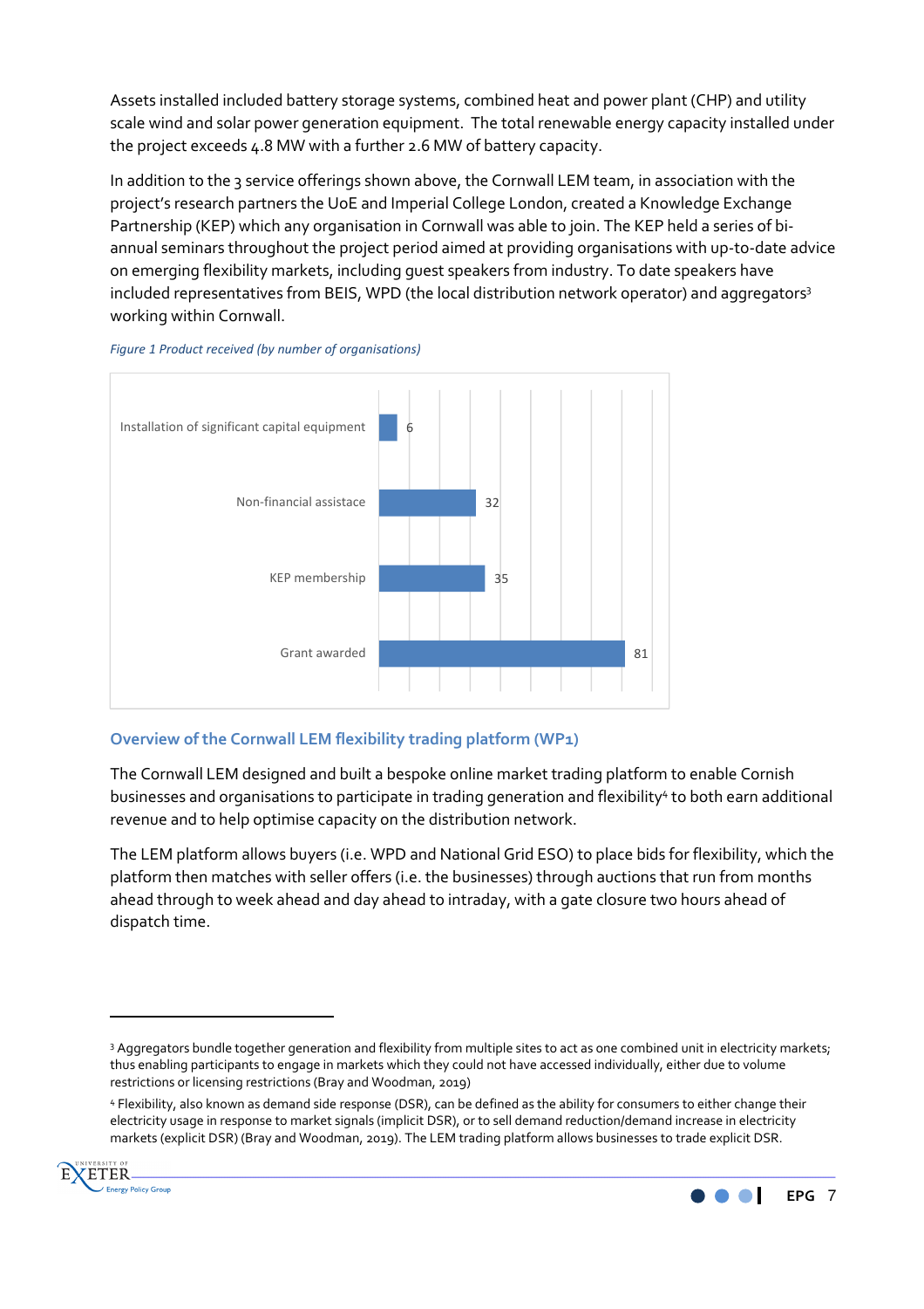Assets installed included battery storage systems, combined heat and power plant (CHP) and utility scale wind and solar power generation equipment. The total renewable energy capacity installed under the project exceeds 4.8 MW with a further 2.6 MW of battery capacity.

In addition to the 3 service offerings shown above, the Cornwall LEM team, in association with the project's research partners the UoE and Imperial College London, created a Knowledge Exchange Partnership (KEP) which any organisation in Cornwall was able to join. The KEP held a series of bi-annual seminars throughout the project period aimed at providing organisations with up-to-date advice on emerging flexibility markets, including guest speakers from industry. To date speakers have included representatives from BEIS, WPD (the local distribution network operator) and aggregators[3] working within Cornwall.

*Figure 1 Product received (by number of organisations)*

| Product | Number of organisations |
|---|---|
| Installation of significant capital equipment | 6 |
| Non-financial assistance | 32 |
| KEP membership | 35 |
| Grant awarded | 81 |

## Overview of the Cornwall LEM flexibility trading platform (WP1)

The Cornwall LEM designed and built a bespoke online market trading platform to enable Cornish businesses and organisations to participate in trading generation and flexibility[4] to both earn additional revenue and to help optimise capacity on the distribution network.

The LEM platform allows buyers (i.e. WPD and National Grid ESO) to place bids for flexibility, which the platform then matches with seller offers (i.e. the businesses) through auctions that run from months ahead through to week ahead and day ahead to intraday, with a gate closure two hours ahead of dispatch time.

---

[3] Aggregators bundle together generation and flexibility from multiple sites to act as one combined unit in electricity markets; thus enabling participants to engage in markets which they could not have accessed individually, either due to volume restrictions or licensing restrictions (Bray and Woodman, 2019)

[4] Flexibility, also known as demand side response (DSR), can be defined as the ability for consumers to either change their electricity usage in response to market signals (implicit DSR), or to sell demand reduction/demand increase in electricity markets (explicit DSR) (Bray and Woodman, 2019). The LEM trading platform allows businesses to trade explicit DSR.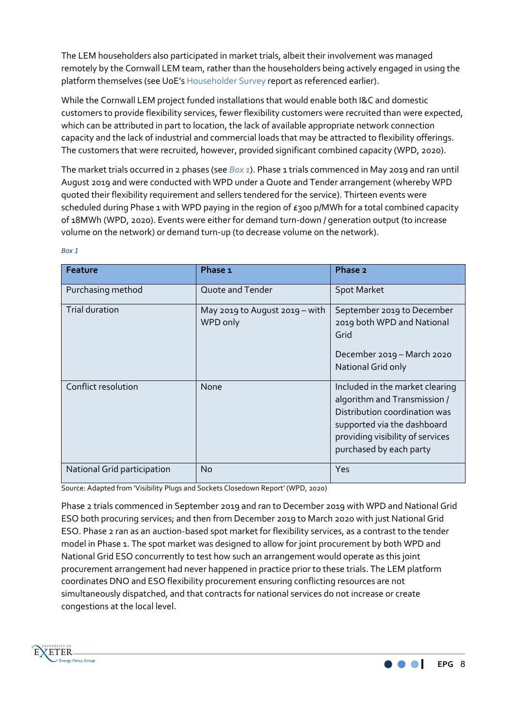The LEM householders also participated in market trials, albeit their involvement was managed remotely by the Cornwall LEM team, rather than the householders being actively engaged in using the platform themselves (see UoE's Householder Survey report as referenced earlier).

While the Cornwall LEM project funded installations that would enable both I&C and domestic customers to provide flexibility services, fewer flexibility customers were recruited than were expected, which can be attributed in part to location, the lack of available appropriate network connection capacity and the lack of industrial and commercial loads that may be attracted to flexibility offerings. The customers that were recruited, however, provided significant combined capacity (WPD, 2020).

The market trials occurred in 2 phases (see *Box 1*). Phase 1 trials commenced in May 2019 and ran until August 2019 and were conducted with WPD under a Quote and Tender arrangement (whereby WPD quoted their flexibility requirement and sellers tendered for the service). Thirteen events were scheduled during Phase 1 with WPD paying in the region of £300 p/MWh for a total combined capacity of 18MWh (WPD, 2020). Events were either for demand turn-down / generation output (to increase volume on the network) or demand turn-up (to decrease volume on the network).

*Box 1*

| Feature | Phase 1 | Phase 2 |
|---|---|---|
| Purchasing method | Quote and Tender | Spot Market |
| Trial duration | May 2019 to August 2019 – with WPD only | September 2019 to December 2019 both WPD and National Grid<br><br>December 2019 – March 2020 National Grid only |
| Conflict resolution | None | Included in the market clearing algorithm and Transmission / Distribution coordination was supported via the dashboard providing visibility of services purchased by each party |
| National Grid participation | No | Yes |

Source: Adapted from 'Visibility Plugs and Sockets Closedown Report' (WPD, 2020)

Phase 2 trials commenced in September 2019 and ran to December 2019 with WPD and National Grid ESO both procuring services; and then from December 2019 to March 2020 with just National Grid ESO. Phase 2 ran as an auction-based spot market for flexibility services, as a contrast to the tender model in Phase 1. The spot market was designed to allow for joint procurement by both WPD and National Grid ESO concurrently to test how such an arrangement would operate as this joint procurement arrangement had never happened in practice prior to these trials. The LEM platform coordinates DNO and ESO flexibility procurement ensuring conflicting resources are not simultaneously dispatched, and that contracts for national services do not increase or create congestions at the local level.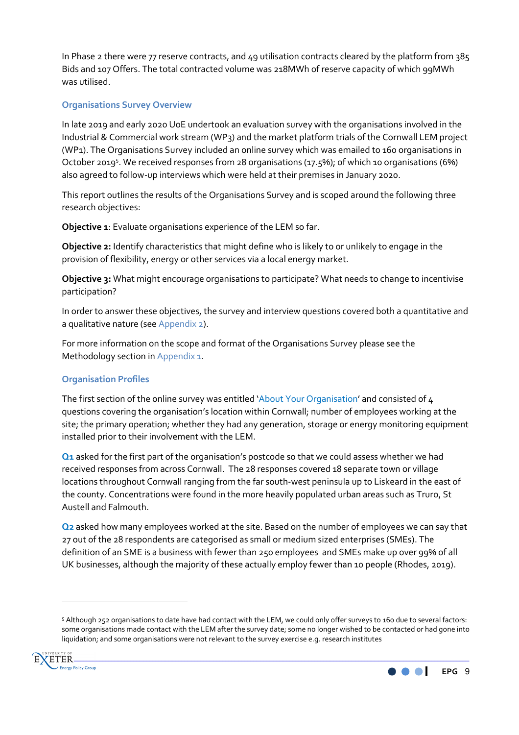In Phase 2 there were 77 reserve contracts, and 49 utilisation contracts cleared by the platform from 385 Bids and 107 Offers. The total contracted volume was 218MWh of reserve capacity of which 99MWh was utilised.

### Organisations Survey Overview

In late 2019 and early 2020 UoE undertook an evaluation survey with the organisations involved in the Industrial & Commercial work stream (WP3) and the market platform trials of the Cornwall LEM project (WP1). The Organisations Survey included an online survey which was emailed to 160 organisations in October 2019[5]. We received responses from 28 organisations (17.5%); of which 10 organisations (6%) also agreed to follow-up interviews which were held at their premises in January 2020.

This report outlines the results of the Organisations Survey and is scoped around the following three research objectives:

**Objective 1**: Evaluate organisations experience of the LEM so far.

**Objective 2:** Identify characteristics that might define who is likely to or unlikely to engage in the provision of flexibility, energy or other services via a local energy market.

**Objective 3:** What might encourage organisations to participate? What needs to change to incentivise participation?

In order to answer these objectives, the survey and interview questions covered both a quantitative and a qualitative nature (see Appendix 2).

For more information on the scope and format of the Organisations Survey please see the Methodology section in Appendix 1.

### Organisation Profiles

The first section of the online survey was entitled 'About Your Organisation' and consisted of 4 questions covering the organisation's location within Cornwall; number of employees working at the site; the primary operation; whether they had any generation, storage or energy monitoring equipment installed prior to their involvement with the LEM.

**Q1** asked for the first part of the organisation's postcode so that we could assess whether we had received responses from across Cornwall. The 28 responses covered 18 separate town or village locations throughout Cornwall ranging from the far south-west peninsula up to Liskeard in the east of the county. Concentrations were found in the more heavily populated urban areas such as Truro, St Austell and Falmouth.

**Q2** asked how many employees worked at the site. Based on the number of employees we can say that 27 out of the 28 respondents are categorised as small or medium sized enterprises (SMEs). The definition of an SME is a business with fewer than 250 employees and SMEs make up over 99% of all UK businesses, although the majority of these actually employ fewer than 10 people (Rhodes, 2019).

---

[5] Although 252 organisations to date have had contact with the LEM, we could only offer surveys to 160 due to several factors: some organisations made contact with the LEM after the survey date; some no longer wished to be contacted or had gone into liquidation; and some organisations were not relevant to the survey exercise e.g. research institutes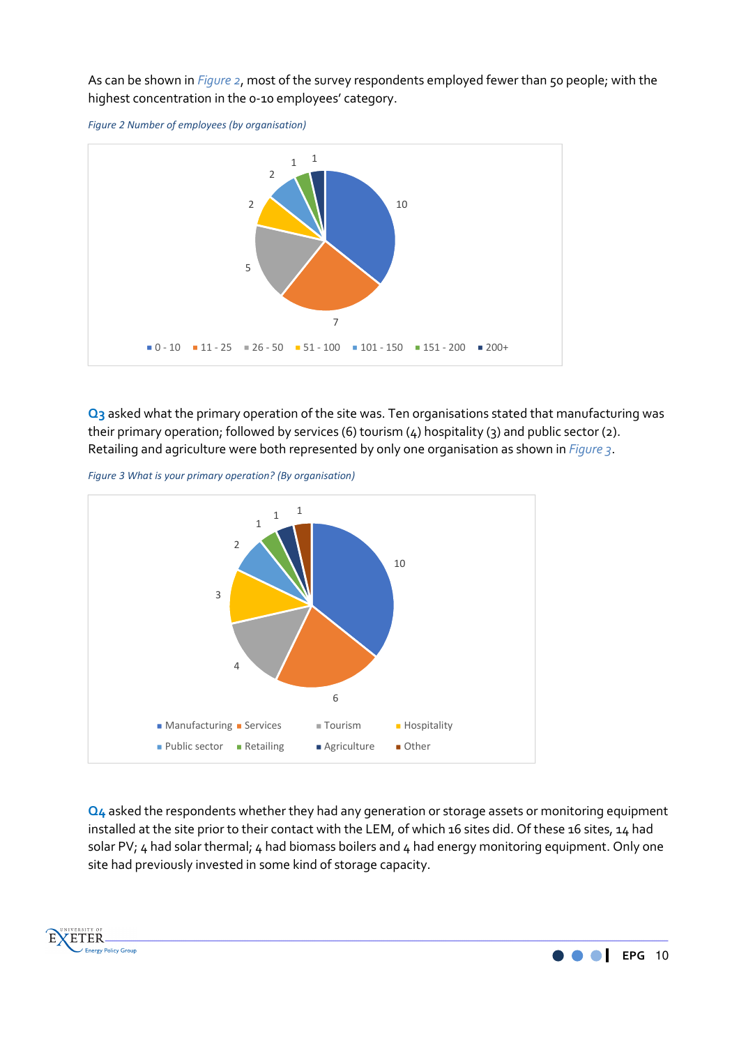As can be shown in *Figure 2*, most of the survey respondents employed fewer than 50 people; with the highest concentration in the 0-10 employees' category.

*Figure 2 Number of employees (by organisation)*

| Number of employees | Organisations |
|---|---|
| 0 - 10 | 10 |
| 11 - 25 | 7 |
| 26 - 50 | 5 |
| 51 - 100 | 2 |
| 101 - 150 | 2 |
| 151 - 200 | 1 |
| 200+ | 1 |

**Q3** asked what the primary operation of the site was. Ten organisations stated that manufacturing was their primary operation; followed by services (6) tourism (4) hospitality (3) and public sector (2). Retailing and agriculture were both represented by only one organisation as shown in *Figure 3*.

*Figure 3 What is your primary operation? (By organisation)*

| Primary operation | Organisations |
|---|---|
| Manufacturing | 10 |
| Services | 6 |
| Tourism | 4 |
| Hospitality | 3 |
| Public sector | 2 |
| Retailing | 1 |
| Agriculture | 1 |
| Other | 1 |

**Q4** asked the respondents whether they had any generation or storage assets or monitoring equipment installed at the site prior to their contact with the LEM, of which 16 sites did. Of these 16 sites, 14 had solar PV; 4 had solar thermal; 4 had biomass boilers and 4 had energy monitoring equipment. Only one site had previously invested in some kind of storage capacity.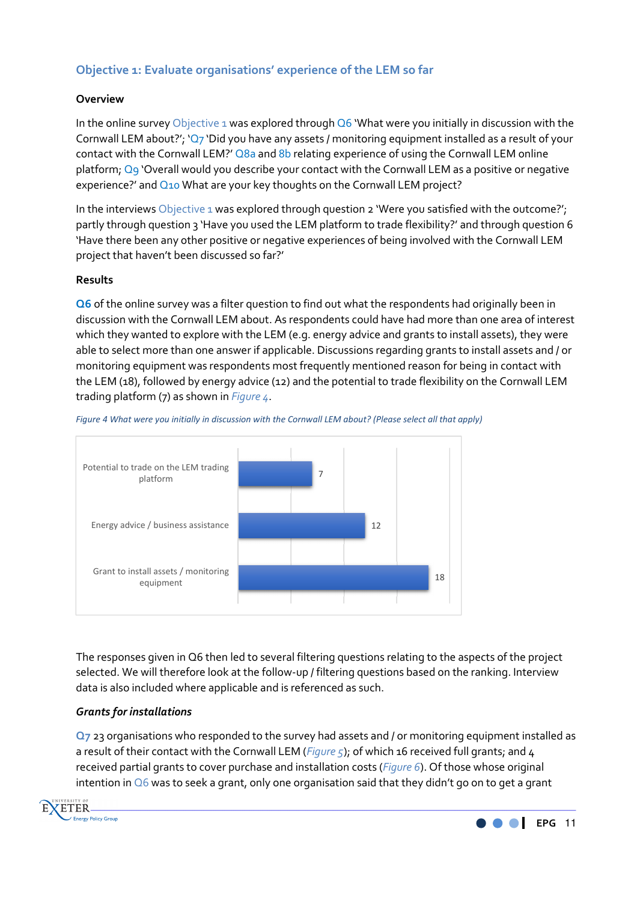### Objective 1: Evaluate organisations' experience of the LEM so far

#### Overview

In the online survey Objective 1 was explored through Q6 'What were you initially in discussion with the Cornwall LEM about?'; 'Q7 'Did you have any assets / monitoring equipment installed as a result of your contact with the Cornwall LEM?' Q8a and 8b relating experience of using the Cornwall LEM online platform; Q9 'Overall would you describe your contact with the Cornwall LEM as a positive or negative experience?' and Q10 What are your key thoughts on the Cornwall LEM project?

In the interviews Objective 1 was explored through question 2 'Were you satisfied with the outcome?'; partly through question 3 'Have you used the LEM platform to trade flexibility?' and through question 6 'Have there been any other positive or negative experiences of being involved with the Cornwall LEM project that haven't been discussed so far?'

#### Results

**Q6** of the online survey was a filter question to find out what the respondents had originally been in discussion with the Cornwall LEM about. As respondents could have had more than one area of interest which they wanted to explore with the LEM (e.g. energy advice and grants to install assets), they were able to select more than one answer if applicable. Discussions regarding grants to install assets and / or monitoring equipment was respondents most frequently mentioned reason for being in contact with the LEM (18), followed by energy advice (12) and the potential to trade flexibility on the Cornwall LEM trading platform (7) as shown in *Figure 4*.

*Figure 4 What were you initially in discussion with the Cornwall LEM about? (Please select all that apply)*

| Response | Count |
| --- | --- |
| Potential to trade on the LEM trading platform | 7 |
| Energy advice / business assistance | 12 |
| Grant to install assets / monitoring equipment | 18 |

The responses given in Q6 then led to several filtering questions relating to the aspects of the project selected. We will therefore look at the follow-up / filtering questions based on the ranking. Interview data is also included where applicable and is referenced as such.

#### *Grants for installations*

**Q7** 23 organisations who responded to the survey had assets and / or monitoring equipment installed as a result of their contact with the Cornwall LEM (*Figure 5*); of which 16 received full grants; and 4 received partial grants to cover purchase and installation costs (*Figure 6*). Of those whose original intention in Q6 was to seek a grant, only one organisation said that they didn't go on to get a grant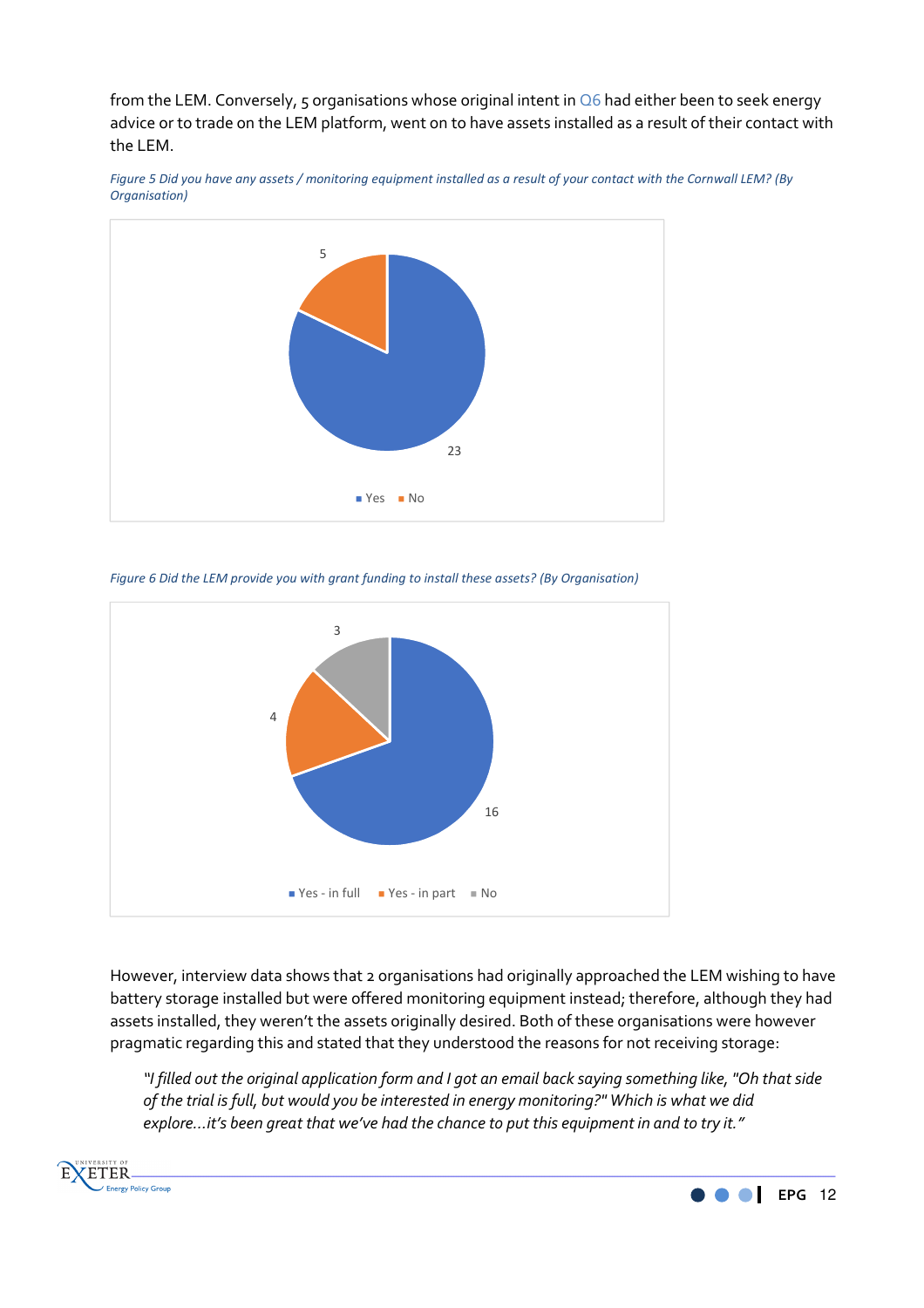from the LEM. Conversely, 5 organisations whose original intent in Q6 had either been to seek energy advice or to trade on the LEM platform, went on to have assets installed as a result of their contact with the LEM.

*Figure 5 Did you have any assets / monitoring equipment installed as a result of your contact with the Cornwall LEM? (By Organisation)*

| Response | Count |
|---|---|
| Yes | 23 |
| No | 5 |

*Figure 6 Did the LEM provide you with grant funding to install these assets? (By Organisation)*

| Response | Count |
|---|---|
| Yes - in full | 16 |
| Yes - in part | 4 |
| No | 3 |

However, interview data shows that 2 organisations had originally approached the LEM wishing to have battery storage installed but were offered monitoring equipment instead; therefore, although they had assets installed, they weren't the assets originally desired. Both of these organisations were however pragmatic regarding this and stated that they understood the reasons for not receiving storage:

> *"I filled out the original application form and I got an email back saying something like, "Oh that side of the trial is full, but would you be interested in energy monitoring?" Which is what we did explore…it's been great that we've had the chance to put this equipment in and to try it."*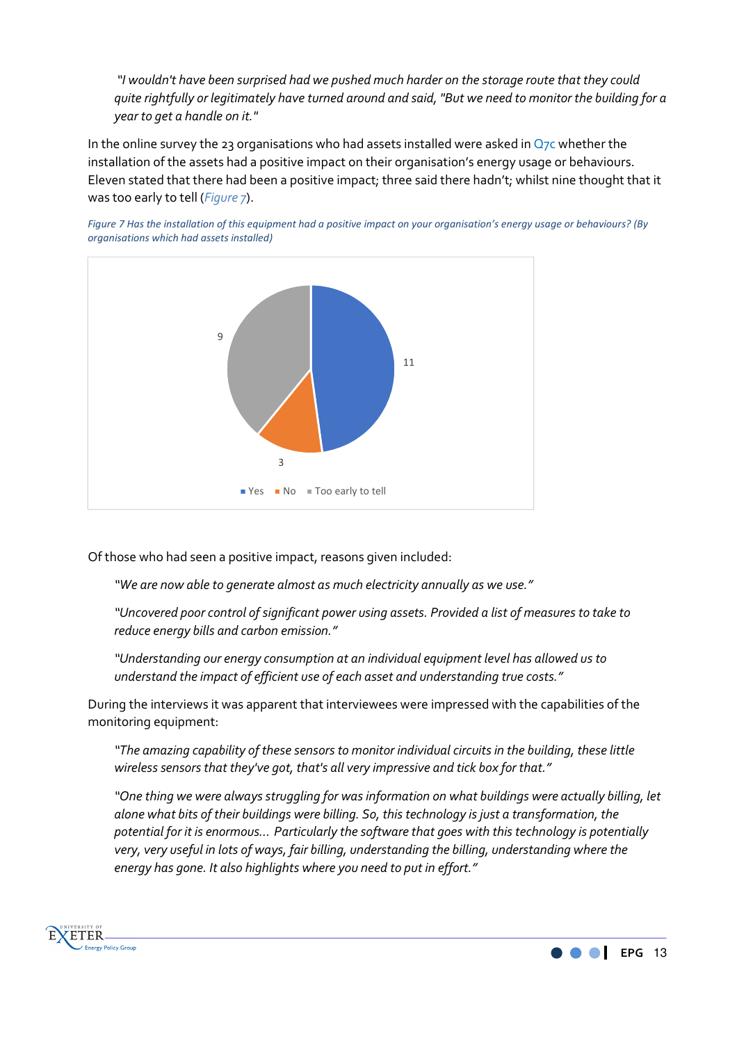*"I wouldn't have been surprised had we pushed much harder on the storage route that they could quite rightfully or legitimately have turned around and said, "But we need to monitor the building for a year to get a handle on it."*

In the online survey the 23 organisations who had assets installed were asked in Q7c whether the installation of the assets had a positive impact on their organisation's energy usage or behaviours. Eleven stated that there had been a positive impact; three said there hadn't; whilst nine thought that it was too early to tell (*Figure 7*).

*Figure 7 Has the installation of this equipment had a positive impact on your organisation's energy usage or behaviours? (By organisations which had assets installed)*

| Response | Count |
|---|---|
| Yes | 11 |
| No | 3 |
| Too early to tell | 9 |

Of those who had seen a positive impact, reasons given included:

> *"We are now able to generate almost as much electricity annually as we use."*

> *"Uncovered poor control of significant power using assets. Provided a list of measures to take to reduce energy bills and carbon emission."*

> *"Understanding our energy consumption at an individual equipment level has allowed us to understand the impact of efficient use of each asset and understanding true costs."*

During the interviews it was apparent that interviewees were impressed with the capabilities of the monitoring equipment:

> *"The amazing capability of these sensors to monitor individual circuits in the building, these little wireless sensors that they've got, that's all very impressive and tick box for that."*

> *"One thing we were always struggling for was information on what buildings were actually billing, let alone what bits of their buildings were billing. So, this technology is just a transformation, the potential for it is enormous... Particularly the software that goes with this technology is potentially very, very useful in lots of ways, fair billing, understanding the billing, understanding where the energy has gone. It also highlights where you need to put in effort."*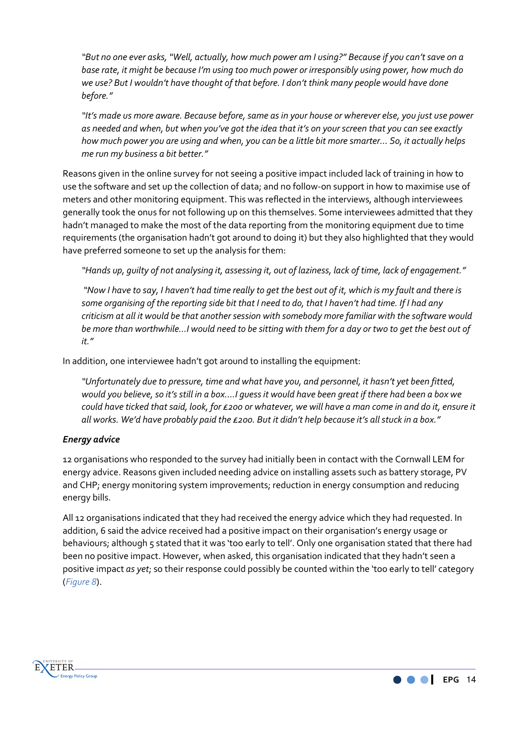> *"But no one ever asks, "Well, actually, how much power am I using?" Because if you can't save on a base rate, it might be because I'm using too much power or irresponsibly using power, how much do we use? But I wouldn't have thought of that before. I don't think many people would have done before."*

> *"It's made us more aware. Because before, same as in your house or wherever else, you just use power as needed and when, but when you've got the idea that it's on your screen that you can see exactly how much power you are using and when, you can be a little bit more smarter… So, it actually helps me run my business a bit better."*

Reasons given in the online survey for not seeing a positive impact included lack of training in how to use the software and set up the collection of data; and no follow-on support in how to maximise use of meters and other monitoring equipment. This was reflected in the interviews, although interviewees generally took the onus for not following up on this themselves. Some interviewees admitted that they hadn't managed to make the most of the data reporting from the monitoring equipment due to time requirements (the organisation hadn't got around to doing it) but they also highlighted that they would have preferred someone to set up the analysis for them:

> *"Hands up, guilty of not analysing it, assessing it, out of laziness, lack of time, lack of engagement."*

> *"Now I have to say, I haven't had time really to get the best out of it, which is my fault and there is some organising of the reporting side bit that I need to do, that I haven't had time. If I had any criticism at all it would be that another session with somebody more familiar with the software would be more than worthwhile…I would need to be sitting with them for a day or two to get the best out of it."*

In addition, one interviewee hadn't got around to installing the equipment:

> *"Unfortunately due to pressure, time and what have you, and personnel, it hasn't yet been fitted, would you believe, so it's still in a box….I guess it would have been great if there had been a box we could have ticked that said, look, for £200 or whatever, we will have a man come in and do it, ensure it all works. We'd have probably paid the £200. But it didn't help because it's all stuck in a box."*

#### *Energy advice*

12 organisations who responded to the survey had initially been in contact with the Cornwall LEM for energy advice. Reasons given included needing advice on installing assets such as battery storage, PV and CHP; energy monitoring system improvements; reduction in energy consumption and reducing energy bills.

All 12 organisations indicated that they had received the energy advice which they had requested. In addition, 6 said the advice received had a positive impact on their organisation's energy usage or behaviours; although 5 stated that it was 'too early to tell'. Only one organisation stated that there had been no positive impact. However, when asked, this organisation indicated that they hadn't seen a positive impact *as yet*; so their response could possibly be counted within the 'too early to tell' category (*Figure 8*).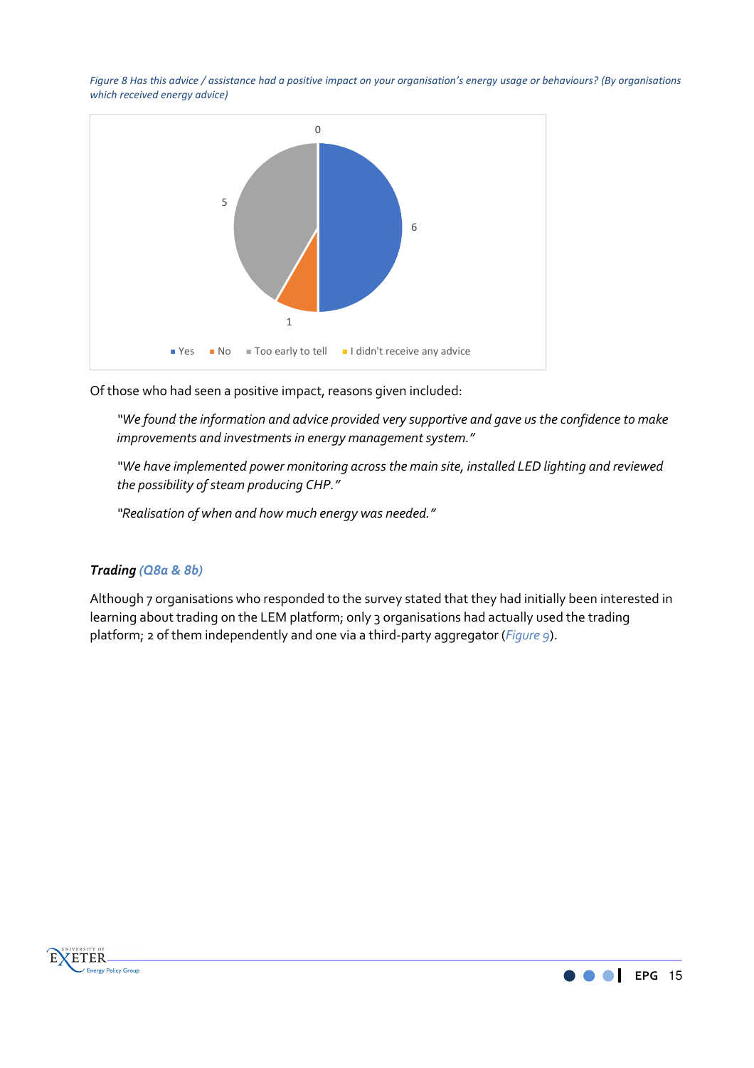*Figure 8 Has this advice / assistance had a positive impact on your organisation's energy usage or behaviours? (By organisations which received energy advice)*

Of those who had seen a positive impact, reasons given included:

> *"We found the information and advice provided very supportive and gave us the confidence to make improvements and investments in energy management system."*
>
> *"We have implemented power monitoring across the main site, installed LED lighting and reviewed the possibility of steam producing CHP."*
>
> *"Realisation of when and how much energy was needed."*

### *Trading (Q8a & 8b)*

Although 7 organisations who responded to the survey stated that they had initially been interested in learning about trading on the LEM platform; only 3 organisations had actually used the trading platform; 2 of them independently and one via a third-party aggregator (*Figure 9*).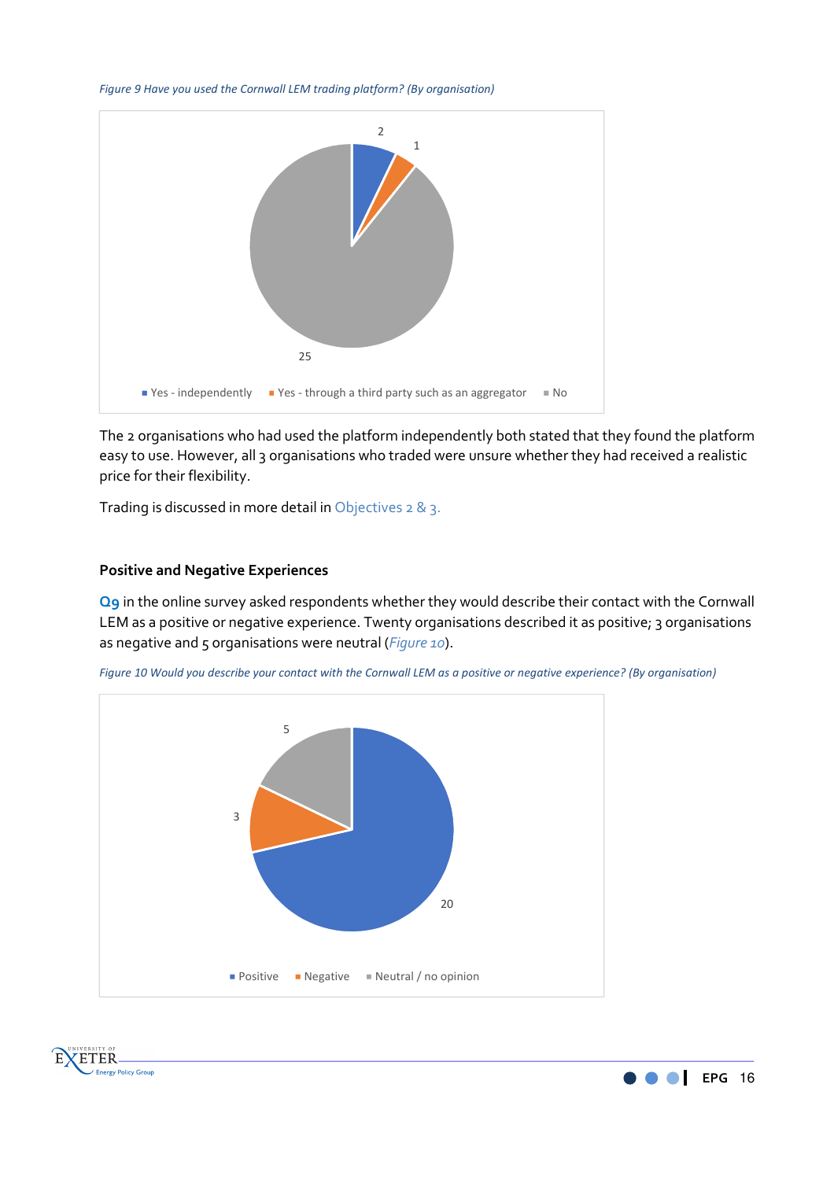*Figure 9 Have you used the Cornwall LEM trading platform? (By organisation)*

The 2 organisations who had used the platform independently both stated that they found the platform easy to use. However, all 3 organisations who traded were unsure whether they had received a realistic price for their flexibility.

Trading is discussed in more detail in Objectives 2 & 3.

### Positive and Negative Experiences

**Q9** in the online survey asked respondents whether they would describe their contact with the Cornwall LEM as a positive or negative experience. Twenty organisations described it as positive; 3 organisations as negative and 5 organisations were neutral (*Figure 10*).

*Figure 10 Would you describe your contact with the Cornwall LEM as a positive or negative experience? (By organisation)*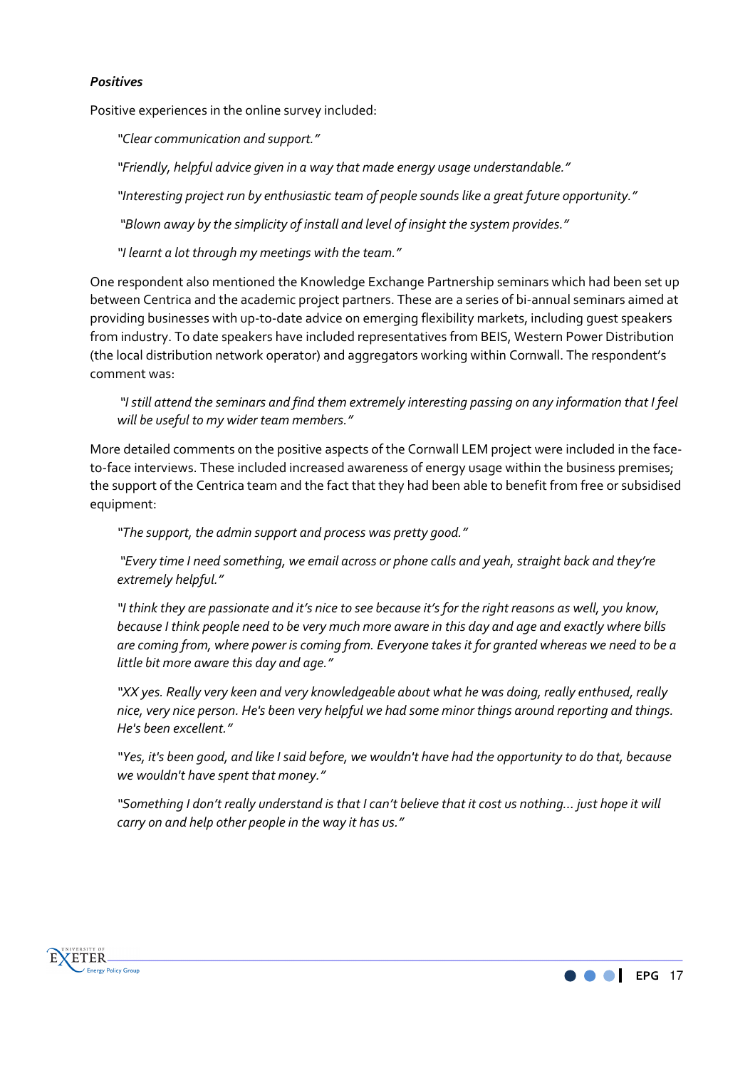***Positives***

Positive experiences in the online survey included:

> *"Clear communication and support."*
>
> *"Friendly, helpful advice given in a way that made energy usage understandable."*
>
> *"Interesting project run by enthusiastic team of people sounds like a great future opportunity."*
>
> *"Blown away by the simplicity of install and level of insight the system provides."*
>
> *"I learnt a lot through my meetings with the team."*

One respondent also mentioned the Knowledge Exchange Partnership seminars which had been set up between Centrica and the academic project partners. These are a series of bi-annual seminars aimed at providing businesses with up-to-date advice on emerging flexibility markets, including guest speakers from industry. To date speakers have included representatives from BEIS, Western Power Distribution (the local distribution network operator) and aggregators working within Cornwall. The respondent's comment was:

> *"I still attend the seminars and find them extremely interesting passing on any information that I feel will be useful to my wider team members."*

More detailed comments on the positive aspects of the Cornwall LEM project were included in the face-to-face interviews. These included increased awareness of energy usage within the business premises; the support of the Centrica team and the fact that they had been able to benefit from free or subsidised equipment:

> *"The support, the admin support and process was pretty good."*
>
> *"Every time I need something, we email across or phone calls and yeah, straight back and they're extremely helpful."*
>
> *"I think they are passionate and it's nice to see because it's for the right reasons as well, you know, because I think people need to be very much more aware in this day and age and exactly where bills are coming from, where power is coming from. Everyone takes it for granted whereas we need to be a little bit more aware this day and age."*
>
> *"XX yes. Really very keen and very knowledgeable about what he was doing, really enthused, really nice, very nice person. He's been very helpful we had some minor things around reporting and things. He's been excellent."*
>
> *"Yes, it's been good, and like I said before, we wouldn't have had the opportunity to do that, because we wouldn't have spent that money."*
>
> *"Something I don't really understand is that I can't believe that it cost us nothing… just hope it will carry on and help other people in the way it has us."*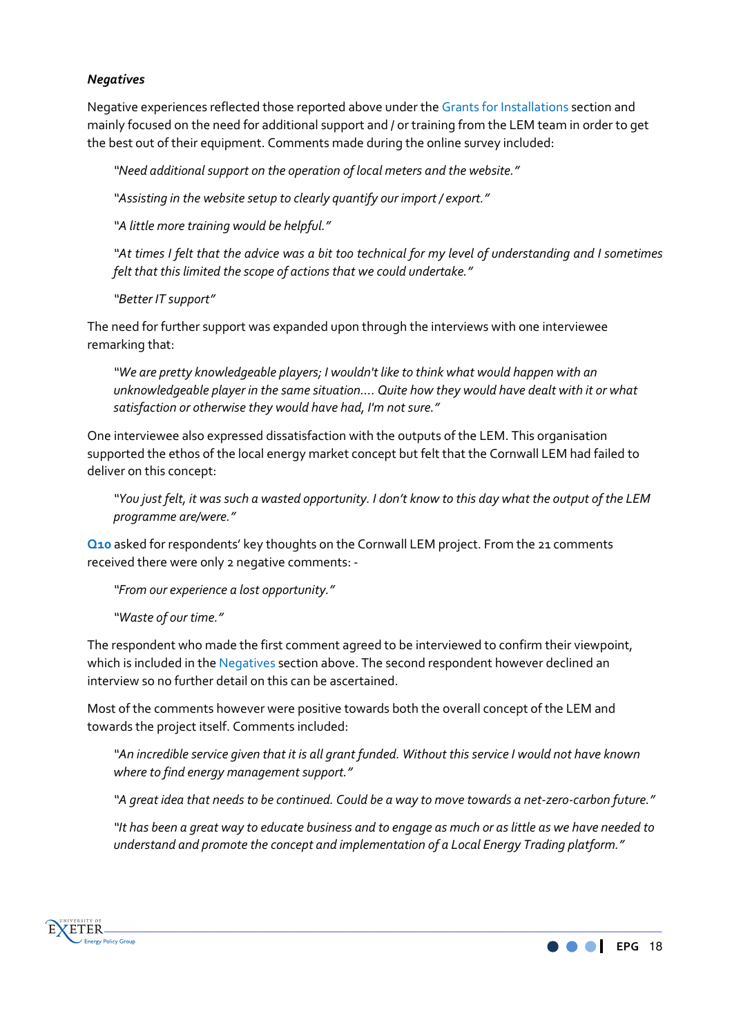### *Negatives*

Negative experiences reflected those reported above under the Grants for Installations section and mainly focused on the need for additional support and / or training from the LEM team in order to get the best out of their equipment. Comments made during the online survey included:

> *"Need additional support on the operation of local meters and the website."*
>
> *"Assisting in the website setup to clearly quantify our import / export."*
>
> *"A little more training would be helpful."*
>
> *"At times I felt that the advice was a bit too technical for my level of understanding and I sometimes felt that this limited the scope of actions that we could undertake."*
>
> *"Better IT support"*

The need for further support was expanded upon through the interviews with one interviewee remarking that:

> *"We are pretty knowledgeable players; I wouldn't like to think what would happen with an unknowledgeable player in the same situation.... Quite how they would have dealt with it or what satisfaction or otherwise they would have had, I'm not sure."*

One interviewee also expressed dissatisfaction with the outputs of the LEM. This organisation supported the ethos of the local energy market concept but felt that the Cornwall LEM had failed to deliver on this concept:

> *"You just felt, it was such a wasted opportunity. I don't know to this day what the output of the LEM programme are/were."*

**Q10** asked for respondents' key thoughts on the Cornwall LEM project. From the 21 comments received there were only 2 negative comments: -

> *"From our experience a lost opportunity."*
>
> *"Waste of our time."*

The respondent who made the first comment agreed to be interviewed to confirm their viewpoint, which is included in the Negatives section above. The second respondent however declined an interview so no further detail on this can be ascertained.

Most of the comments however were positive towards both the overall concept of the LEM and towards the project itself. Comments included:

> *"An incredible service given that it is all grant funded. Without this service I would not have known where to find energy management support."*
>
> *"A great idea that needs to be continued. Could be a way to move towards a net-zero-carbon future."*
>
> *"It has been a great way to educate business and to engage as much or as little as we have needed to understand and promote the concept and implementation of a Local Energy Trading platform."*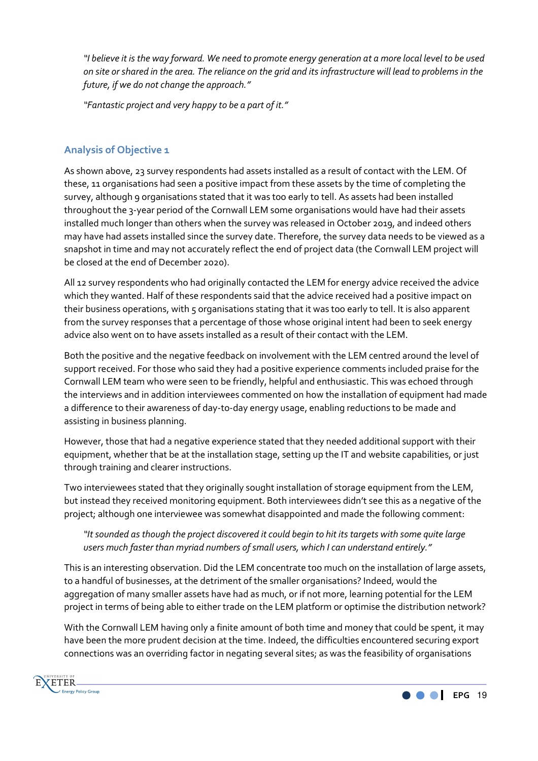*"I believe it is the way forward. We need to promote energy generation at a more local level to be used on site or shared in the area. The reliance on the grid and its infrastructure will lead to problems in the future, if we do not change the approach."*

*"Fantastic project and very happy to be a part of it."*

## Analysis of Objective 1

As shown above, 23 survey respondents had assets installed as a result of contact with the LEM. Of these, 11 organisations had seen a positive impact from these assets by the time of completing the survey, although 9 organisations stated that it was too early to tell. As assets had been installed throughout the 3-year period of the Cornwall LEM some organisations would have had their assets installed much longer than others when the survey was released in October 2019, and indeed others may have had assets installed since the survey date. Therefore, the survey data needs to be viewed as a snapshot in time and may not accurately reflect the end of project data (the Cornwall LEM project will be closed at the end of December 2020).

All 12 survey respondents who had originally contacted the LEM for energy advice received the advice which they wanted. Half of these respondents said that the advice received had a positive impact on their business operations, with 5 organisations stating that it was too early to tell. It is also apparent from the survey responses that a percentage of those whose original intent had been to seek energy advice also went on to have assets installed as a result of their contact with the LEM.

Both the positive and the negative feedback on involvement with the LEM centred around the level of support received. For those who said they had a positive experience comments included praise for the Cornwall LEM team who were seen to be friendly, helpful and enthusiastic. This was echoed through the interviews and in addition interviewees commented on how the installation of equipment had made a difference to their awareness of day-to-day energy usage, enabling reductions to be made and assisting in business planning.

However, those that had a negative experience stated that they needed additional support with their equipment, whether that be at the installation stage, setting up the IT and website capabilities, or just through training and clearer instructions.

Two interviewees stated that they originally sought installation of storage equipment from the LEM, but instead they received monitoring equipment. Both interviewees didn't see this as a negative of the project; although one interviewee was somewhat disappointed and made the following comment:

> *"It sounded as though the project discovered it could begin to hit its targets with some quite large users much faster than myriad numbers of small users, which I can understand entirely."*

This is an interesting observation. Did the LEM concentrate too much on the installation of large assets, to a handful of businesses, at the detriment of the smaller organisations? Indeed, would the aggregation of many smaller assets have had as much, or if not more, learning potential for the LEM project in terms of being able to either trade on the LEM platform or optimise the distribution network?

With the Cornwall LEM having only a finite amount of both time and money that could be spent, it may have been the more prudent decision at the time. Indeed, the difficulties encountered securing export connections was an overriding factor in negating several sites; as was the feasibility of organisations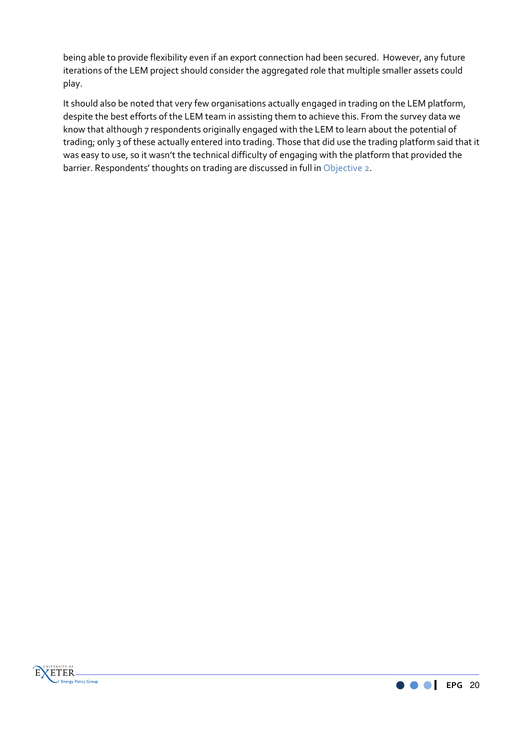being able to provide flexibility even if an export connection had been secured. However, any future iterations of the LEM project should consider the aggregated role that multiple smaller assets could play.

It should also be noted that very few organisations actually engaged in trading on the LEM platform, despite the best efforts of the LEM team in assisting them to achieve this. From the survey data we know that although 7 respondents originally engaged with the LEM to learn about the potential of trading; only 3 of these actually entered into trading. Those that did use the trading platform said that it was easy to use, so it wasn't the technical difficulty of engaging with the platform that provided the barrier. Respondents' thoughts on trading are discussed in full in Objective 2.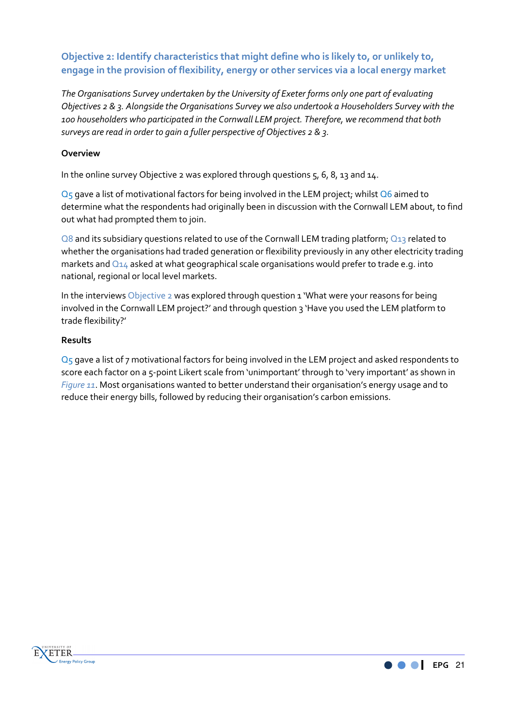## Objective 2: Identify characteristics that might define who is likely to, or unlikely to, engage in the provision of flexibility, energy or other services via a local energy market

*The Organisations Survey undertaken by the University of Exeter forms only one part of evaluating Objectives 2 & 3. Alongside the Organisations Survey we also undertook a Householders Survey with the 100 householders who participated in the Cornwall LEM project. Therefore, we recommend that both surveys are read in order to gain a fuller perspective of Objectives 2 & 3.*

**Overview**

In the online survey Objective 2 was explored through questions 5, 6, 8, 13 and 14.

Q5 gave a list of motivational factors for being involved in the LEM project; whilst Q6 aimed to determine what the respondents had originally been in discussion with the Cornwall LEM about, to find out what had prompted them to join.

Q8 and its subsidiary questions related to use of the Cornwall LEM trading platform; Q13 related to whether the organisations had traded generation or flexibility previously in any other electricity trading markets and Q14 asked at what geographical scale organisations would prefer to trade e.g. into national, regional or local level markets.

In the interviews Objective 2 was explored through question 1 'What were your reasons for being involved in the Cornwall LEM project?' and through question 3 'Have you used the LEM platform to trade flexibility?'

**Results**

Q5 gave a list of 7 motivational factors for being involved in the LEM project and asked respondents to score each factor on a 5-point Likert scale from 'unimportant' through to 'very important' as shown in *Figure 11*. Most organisations wanted to better understand their organisation's energy usage and to reduce their energy bills, followed by reducing their organisation's carbon emissions.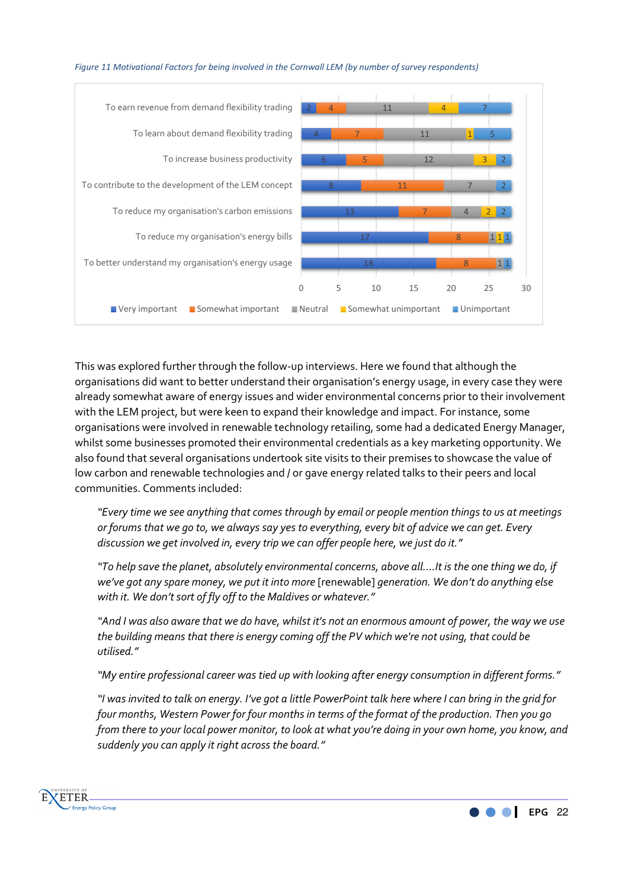*Figure 11 Motivational Factors for being involved in the Cornwall LEM (by number of survey respondents)*

| | Very important | Somewhat important | Neutral | Somewhat unimportant | Unimportant |
|---|---|---|---|---|---|
| To earn revenue from demand flexibility trading | 2 | 4 | 11 | 4 | 7 |
| To learn about demand flexibility trading | 4 | 7 | 11 | 1 | 5 |
| To increase business productivity | 6 | 5 | 12 | 3 | 2 |
| To contribute to the development of the LEM concept | 8 | 11 | 7 | | 2 |
| To reduce my organisation's carbon emissions | 13 | 7 | 4 | 2 | 2 |
| To reduce my organisation's energy bills | 17 | 8 | 1 | 1 | 1 |
| To better understand my organisation's energy usage | 18 | 8 | 1 | | 1 |

This was explored further through the follow-up interviews. Here we found that although the organisations did want to better understand their organisation's energy usage, in every case they were already somewhat aware of energy issues and wider environmental concerns prior to their involvement with the LEM project, but were keen to expand their knowledge and impact. For instance, some organisations were involved in renewable technology retailing, some had a dedicated Energy Manager, whilst some businesses promoted their environmental credentials as a key marketing opportunity. We also found that several organisations undertook site visits to their premises to showcase the value of low carbon and renewable technologies and / or gave energy related talks to their peers and local communities. Comments included:

> *"Every time we see anything that comes through by email or people mention things to us at meetings or forums that we go to, we always say yes to everything, every bit of advice we can get. Every discussion we get involved in, every trip we can offer people here, we just do it."*

> *"To help save the planet, absolutely environmental concerns, above all....It is the one thing we do, if we've got any spare money, we put it into more* [renewable] *generation. We don't do anything else with it. We don't sort of fly off to the Maldives or whatever."*

> *"And I was also aware that we do have, whilst it's not an enormous amount of power, the way we use the building means that there is energy coming off the PV which we're not using, that could be utilised."*

> *"My entire professional career was tied up with looking after energy consumption in different forms."*

> *"I was invited to talk on energy. I've got a little PowerPoint talk here where I can bring in the grid for four months, Western Power for four months in terms of the format of the production. Then you go from there to your local power monitor, to look at what you're doing in your own home, you know, and suddenly you can apply it right across the board."*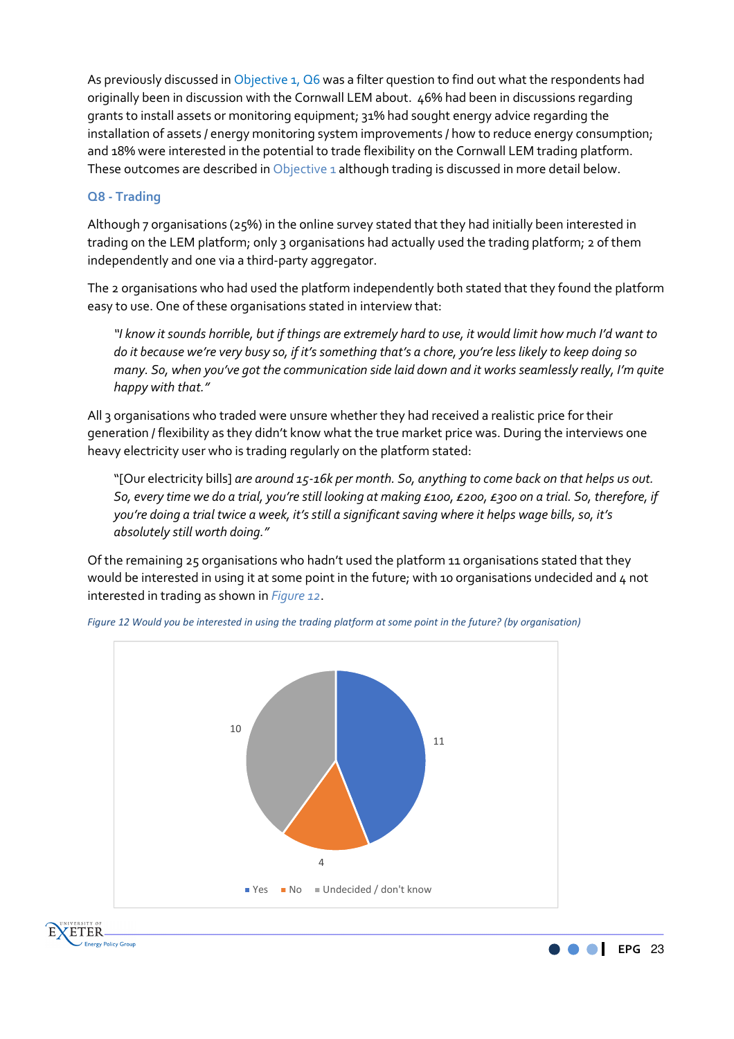As previously discussed in Objective 1, Q6 was a filter question to find out what the respondents had originally been in discussion with the Cornwall LEM about. 46% had been in discussions regarding grants to install assets or monitoring equipment; 31% had sought energy advice regarding the installation of assets / energy monitoring system improvements / how to reduce energy consumption; and 18% were interested in the potential to trade flexibility on the Cornwall LEM trading platform. These outcomes are described in Objective 1 although trading is discussed in more detail below.

### Q8 - Trading

Although 7 organisations (25%) in the online survey stated that they had initially been interested in trading on the LEM platform; only 3 organisations had actually used the trading platform; 2 of them independently and one via a third-party aggregator.

The 2 organisations who had used the platform independently both stated that they found the platform easy to use. One of these organisations stated in interview that:

> *"I know it sounds horrible, but if things are extremely hard to use, it would limit how much I'd want to do it because we're very busy so, if it's something that's a chore, you're less likely to keep doing so many. So, when you've got the communication side laid down and it works seamlessly really, I'm quite happy with that."*

All 3 organisations who traded were unsure whether they had received a realistic price for their generation / flexibility as they didn't know what the true market price was. During the interviews one heavy electricity user who is trading regularly on the platform stated:

> "[Our electricity bills] *are around 15-16k per month. So, anything to come back on that helps us out. So, every time we do a trial, you're still looking at making £100, £200, £300 on a trial. So, therefore, if you're doing a trial twice a week, it's still a significant saving where it helps wage bills, so, it's absolutely still worth doing."*

Of the remaining 25 organisations who hadn't used the platform 11 organisations stated that they would be interested in using it at some point in the future; with 10 organisations undecided and 4 not interested in trading as shown in *Figure 12*.

*Figure 12 Would you be interested in using the trading platform at some point in the future? (by organisation)*

| Response | Organisations |
|---|---|
| Yes | 11 |
| No | 4 |
| Undecided / don't know | 10 |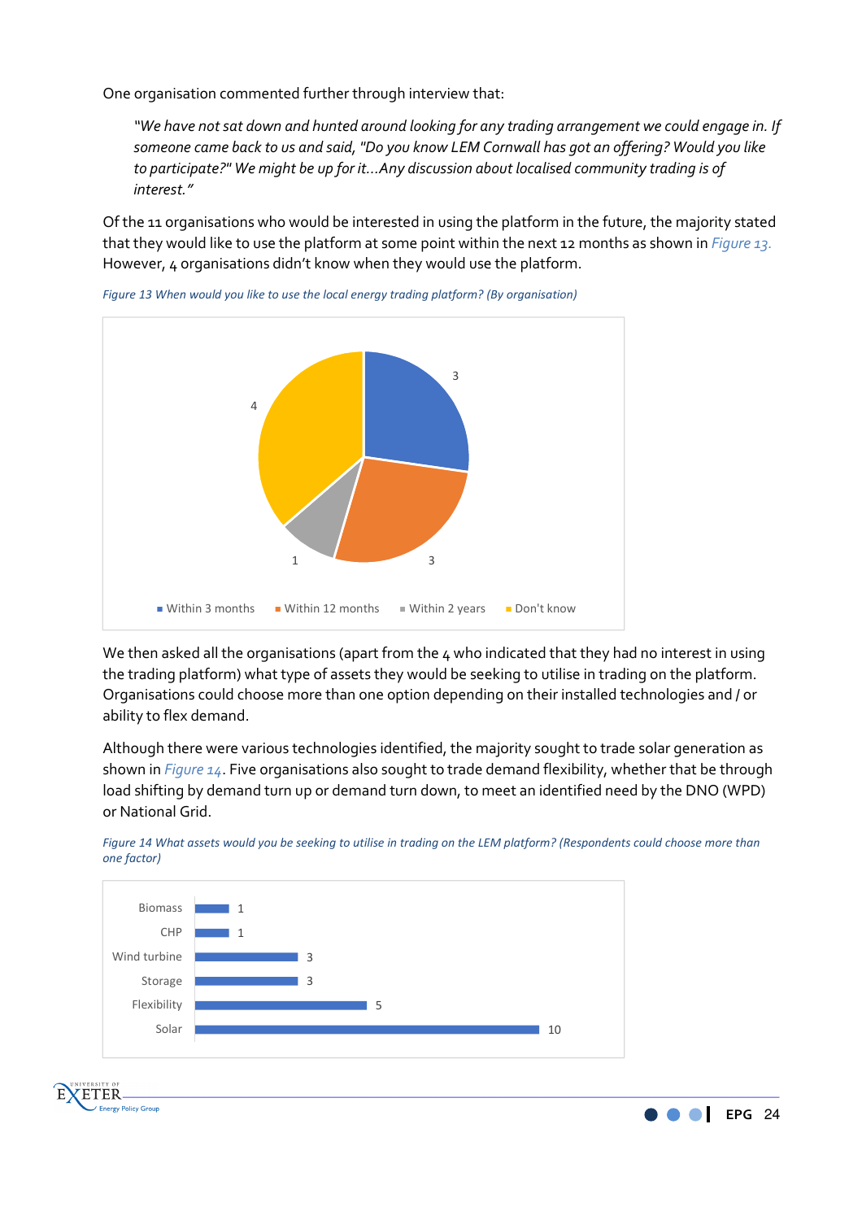One organisation commented further through interview that:

> *"We have not sat down and hunted around looking for any trading arrangement we could engage in. If someone came back to us and said, "Do you know LEM Cornwall has got an offering? Would you like to participate?" We might be up for it...Any discussion about localised community trading is of interest."*

Of the 11 organisations who would be interested in using the platform in the future, the majority stated that they would like to use the platform at some point within the next 12 months as shown in *Figure 13*. However, 4 organisations didn't know when they would use the platform.

*Figure 13 When would you like to use the local energy trading platform? (By organisation)*

| Response | Number of organisations |
|---|---|
| Within 3 months | 3 |
| Within 12 months | 3 |
| Within 2 years | 1 |
| Don't know | 4 |

We then asked all the organisations (apart from the 4 who indicated that they had no interest in using the trading platform) what type of assets they would be seeking to utilise in trading on the platform. Organisations could choose more than one option depending on their installed technologies and / or ability to flex demand.

Although there were various technologies identified, the majority sought to trade solar generation as shown in *Figure 14*. Five organisations also sought to trade demand flexibility, whether that be through load shifting by demand turn up or demand turn down, to meet an identified need by the DNO (WPD) or National Grid.

*Figure 14 What assets would you be seeking to utilise in trading on the LEM platform? (Respondents could choose more than one factor)*

| Asset | Number |
|---|---|
| Biomass | 1 |
| CHP | 1 |
| Wind turbine | 3 |
| Storage | 3 |
| Flexibility | 5 |
| Solar | 10 |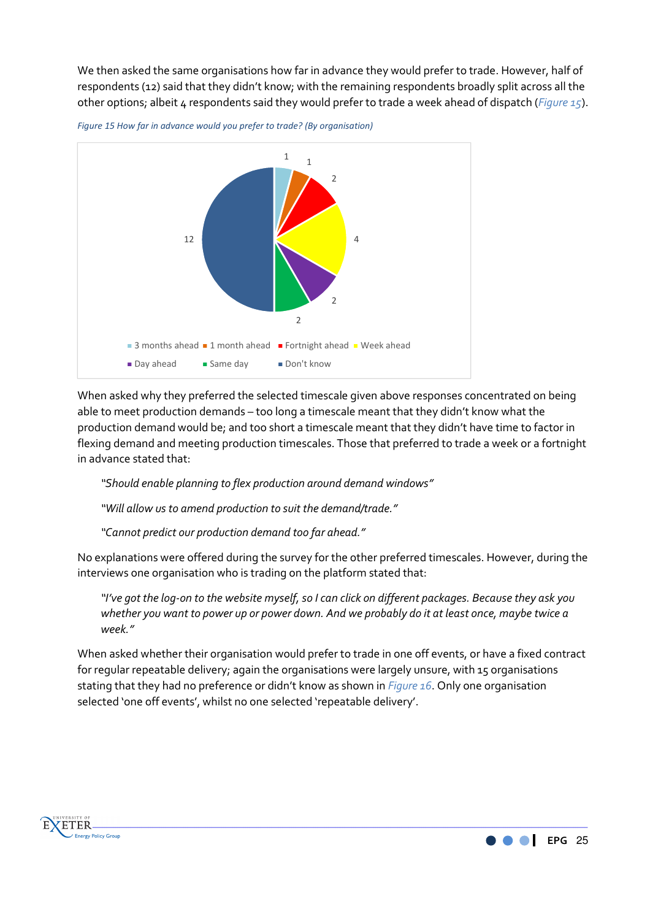We then asked the same organisations how far in advance they would prefer to trade. However, half of respondents (12) said that they didn't know; with the remaining respondents broadly split across all the other options; albeit 4 respondents said they would prefer to trade a week ahead of dispatch (*Figure 15*).

*Figure 15 How far in advance would you prefer to trade? (By organisation)*

| Option | Number of organisations |
| --- | --- |
| 3 months ahead | 1 |
| 1 month ahead | 1 |
| Fortnight ahead | 2 |
| Week ahead | 4 |
| Day ahead | 2 |
| Same day | 2 |
| Don't know | 12 |

When asked why they preferred the selected timescale given above responses concentrated on being able to meet production demands – too long a timescale meant that they didn't know what the production demand would be; and too short a timescale meant that they didn't have time to factor in flexing demand and meeting production timescales. Those that preferred to trade a week or a fortnight in advance stated that:

> *"Should enable planning to flex production around demand windows"*
>
> *"Will allow us to amend production to suit the demand/trade."*
>
> *"Cannot predict our production demand too far ahead."*

No explanations were offered during the survey for the other preferred timescales. However, during the interviews one organisation who is trading on the platform stated that:

> *"I've got the log-on to the website myself, so I can click on different packages. Because they ask you whether you want to power up or power down. And we probably do it at least once, maybe twice a week."*

When asked whether their organisation would prefer to trade in one off events, or have a fixed contract for regular repeatable delivery; again the organisations were largely unsure, with 15 organisations stating that they had no preference or didn't know as shown in *Figure 16*. Only one organisation selected 'one off events', whilst no one selected 'repeatable delivery'.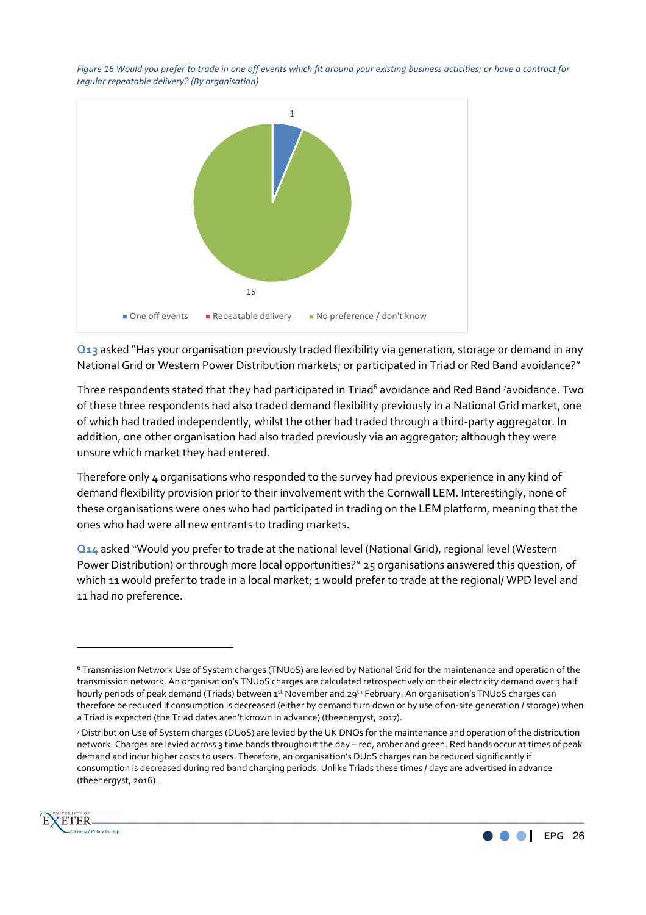*Figure 16 Would you prefer to trade in one off events which fit around your existing business acticities; or have a contract for regular repeatable delivery? (By organisation)*

**Q13** asked "Has your organisation previously traded flexibility via generation, storage or demand in any National Grid or Western Power Distribution markets; or participated in Triad or Red Band avoidance?"

Three respondents stated that they had participated in Triad[6] avoidance and Red Band [7]avoidance. Two of these three respondents had also traded demand flexibility previously in a National Grid market, one of which had traded independently, whilst the other had traded through a third-party aggregator. In addition, one other organisation had also traded previously via an aggregator; although they were unsure which market they had entered.

Therefore only 4 organisations who responded to the survey had previous experience in any kind of demand flexibility provision prior to their involvement with the Cornwall LEM. Interestingly, none of these organisations were ones who had participated in trading on the LEM platform, meaning that the ones who had were all new entrants to trading markets.

**Q14** asked "Would you prefer to trade at the national level (National Grid), regional level (Western Power Distribution) or through more local opportunities?" 25 organisations answered this question, of which 11 would prefer to trade in a local market; 1 would prefer to trade at the regional/ WPD level and 11 had no preference.

---

[6] Transmission Network Use of System charges (TNUoS) are levied by National Grid for the maintenance and operation of the transmission network. An organisation's TNUoS charges are calculated retrospectively on their electricity demand over 3 half hourly periods of peak demand (Triads) between 1st November and 29th February. An organisation's TNUoS charges can therefore be reduced if consumption is decreased (either by demand turn down or by use of on-site generation / storage) when a Triad is expected (the Triad dates aren't known in advance) (theenergyst, 2017).

[7] Distribution Use of System charges (DUoS) are levied by the UK DNOs for the maintenance and operation of the distribution network. Charges are levied across 3 time bands throughout the day – red, amber and green. Red bands occur at times of peak demand and incur higher costs to users. Therefore, an organisation's DUoS charges can be reduced significantly if consumption is decreased during red band charging periods. Unlike Triads these times / days are advertised in advance (theenergyst, 2016).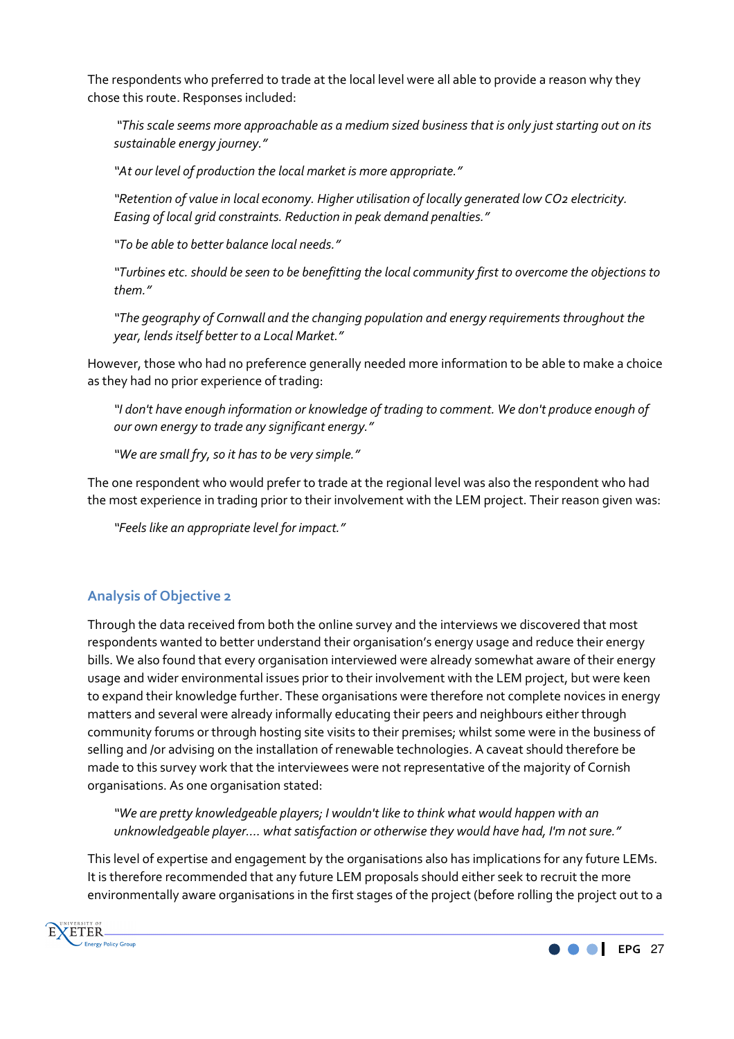The respondents who preferred to trade at the local level were all able to provide a reason why they chose this route. Responses included:

> *"This scale seems more approachable as a medium sized business that is only just starting out on its sustainable energy journey."*
>
> *"At our level of production the local market is more appropriate."*
>
> *"Retention of value in local economy. Higher utilisation of locally generated low $CO_2$ electricity. Easing of local grid constraints. Reduction in peak demand penalties."*
>
> *"To be able to better balance local needs."*
>
> *"Turbines etc. should be seen to be benefitting the local community first to overcome the objections to them."*
>
> *"The geography of Cornwall and the changing population and energy requirements throughout the year, lends itself better to a Local Market."*

However, those who had no preference generally needed more information to be able to make a choice as they had no prior experience of trading:

> *"I don't have enough information or knowledge of trading to comment. We don't produce enough of our own energy to trade any significant energy."*
>
> *"We are small fry, so it has to be very simple."*

The one respondent who would prefer to trade at the regional level was also the respondent who had the most experience in trading prior to their involvement with the LEM project. Their reason given was:

> *"Feels like an appropriate level for impact."*

## Analysis of Objective 2

Through the data received from both the online survey and the interviews we discovered that most respondents wanted to better understand their organisation's energy usage and reduce their energy bills. We also found that every organisation interviewed were already somewhat aware of their energy usage and wider environmental issues prior to their involvement with the LEM project, but were keen to expand their knowledge further. These organisations were therefore not complete novices in energy matters and several were already informally educating their peers and neighbours either through community forums or through hosting site visits to their premises; whilst some were in the business of selling and /or advising on the installation of renewable technologies. A caveat should therefore be made to this survey work that the interviewees were not representative of the majority of Cornish organisations. As one organisation stated:

> *"We are pretty knowledgeable players; I wouldn't like to think what would happen with an unknowledgeable player.... what satisfaction or otherwise they would have had, I'm not sure."*

This level of expertise and engagement by the organisations also has implications for any future LEMs. It is therefore recommended that any future LEM proposals should either seek to recruit the more environmentally aware organisations in the first stages of the project (before rolling the project out to a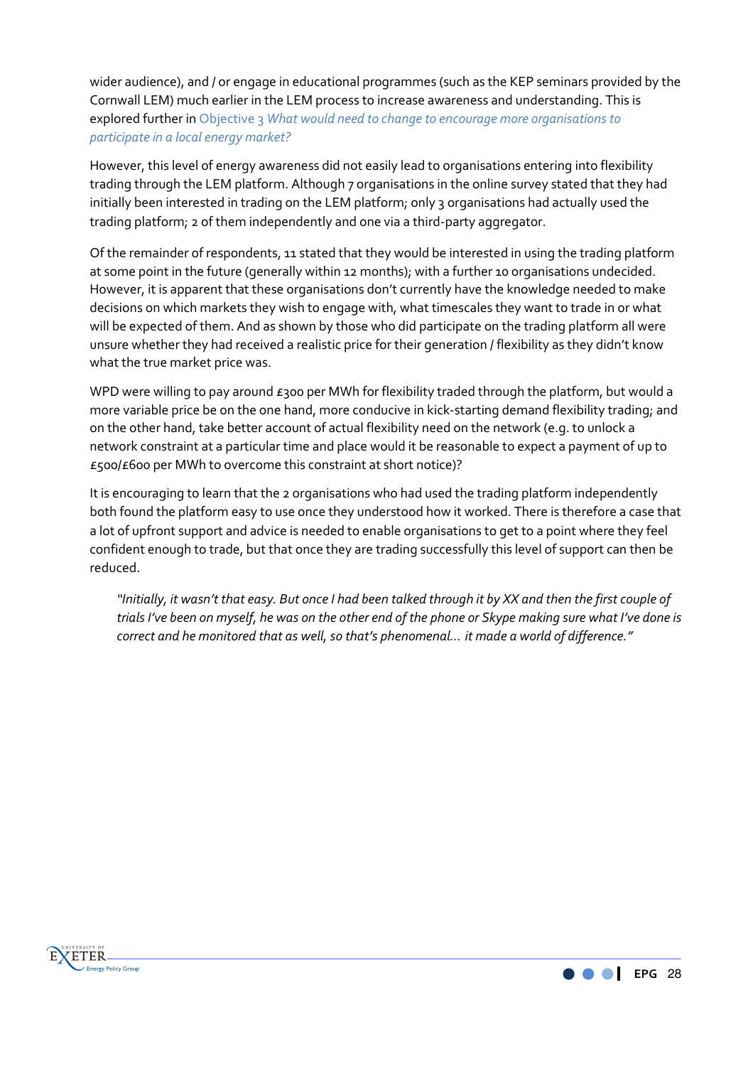wider audience), and / or engage in educational programmes (such as the KEP seminars provided by the Cornwall LEM) much earlier in the LEM process to increase awareness and understanding. This is explored further in Objective 3 *What would need to change to encourage more organisations to participate in a local energy market?*

However, this level of energy awareness did not easily lead to organisations entering into flexibility trading through the LEM platform. Although 7 organisations in the online survey stated that they had initially been interested in trading on the LEM platform; only 3 organisations had actually used the trading platform; 2 of them independently and one via a third-party aggregator.

Of the remainder of respondents, 11 stated that they would be interested in using the trading platform at some point in the future (generally within 12 months); with a further 10 organisations undecided. However, it is apparent that these organisations don't currently have the knowledge needed to make decisions on which markets they wish to engage with, what timescales they want to trade in or what will be expected of them. And as shown by those who did participate on the trading platform all were unsure whether they had received a realistic price for their generation / flexibility as they didn't know what the true market price was.

WPD were willing to pay around £300 per MWh for flexibility traded through the platform, but would a more variable price be on the one hand, more conducive in kick-starting demand flexibility trading; and on the other hand, take better account of actual flexibility need on the network (e.g. to unlock a network constraint at a particular time and place would it be reasonable to expect a payment of up to £500/£600 per MWh to overcome this constraint at short notice)?

It is encouraging to learn that the 2 organisations who had used the trading platform independently both found the platform easy to use once they understood how it worked. There is therefore a case that a lot of upfront support and advice is needed to enable organisations to get to a point where they feel confident enough to trade, but that once they are trading successfully this level of support can then be reduced.

> *"Initially, it wasn't that easy. But once I had been talked through it by XX and then the first couple of trials I've been on myself, he was on the other end of the phone or Skype making sure what I've done is correct and he monitored that as well, so that's phenomenal... it made a world of difference."*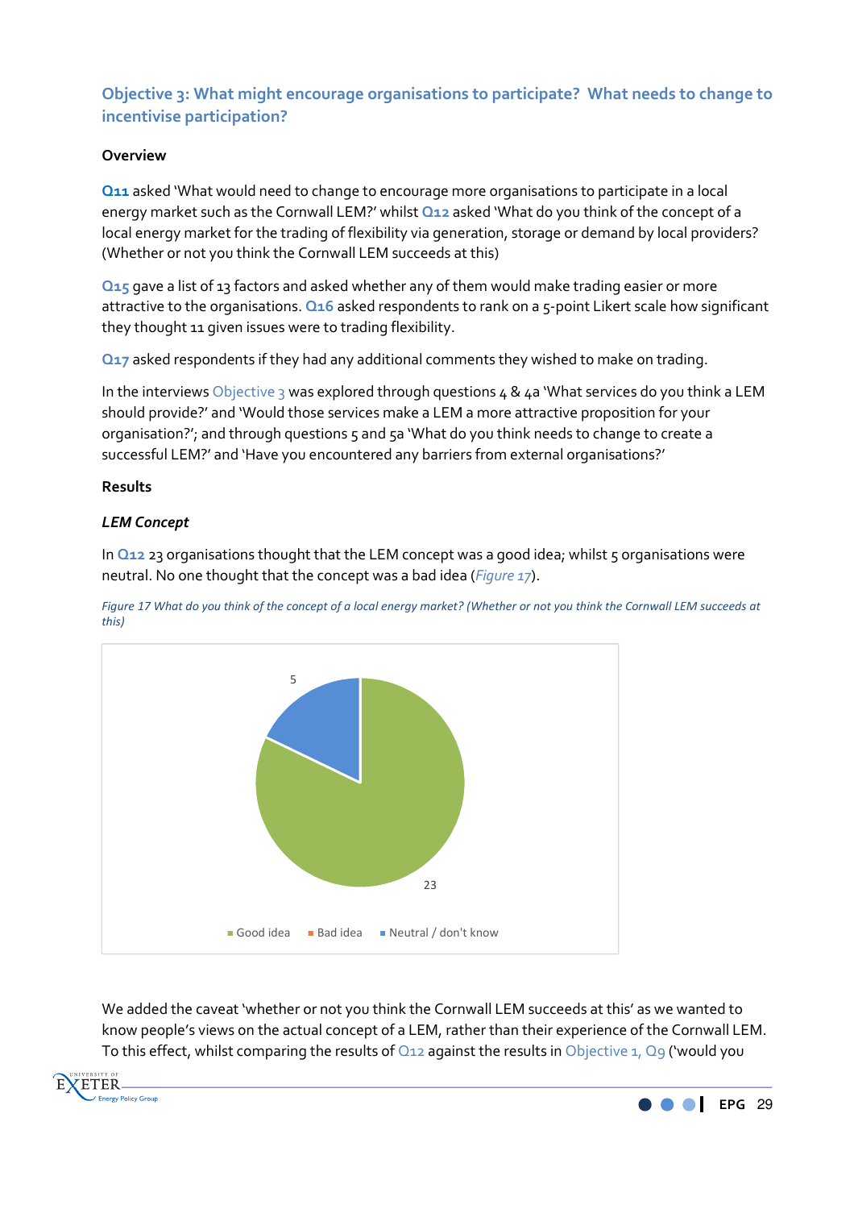### Objective 3: What might encourage organisations to participate? What needs to change to incentivise participation?

**Overview**

**Q11** asked 'What would need to change to encourage more organisations to participate in a local energy market such as the Cornwall LEM?' whilst **Q12** asked 'What do you think of the concept of a local energy market for the trading of flexibility via generation, storage or demand by local providers? (Whether or not you think the Cornwall LEM succeeds at this)

**Q15** gave a list of 13 factors and asked whether any of them would make trading easier or more attractive to the organisations. **Q16** asked respondents to rank on a 5-point Likert scale how significant they thought 11 given issues were to trading flexibility.

**Q17** asked respondents if they had any additional comments they wished to make on trading.

In the interviews Objective 3 was explored through questions 4 & 4a 'What services do you think a LEM should provide?' and 'Would those services make a LEM a more attractive proposition for your organisation?'; and through questions 5 and 5a 'What do you think needs to change to create a successful LEM?' and 'Have you encountered any barriers from external organisations?'

**Results**

***LEM Concept***

In **Q12** 23 organisations thought that the LEM concept was a good idea; whilst 5 organisations were neutral. No one thought that the concept was a bad idea (*Figure 17*).

*Figure 17 What do you think of the concept of a local energy market? (Whether or not you think the Cornwall LEM succeeds at this)*

| Response | Count |
|---|---|
| Good idea | 23 |
| Bad idea | 0 |
| Neutral / don't know | 5 |

We added the caveat 'whether or not you think the Cornwall LEM succeeds at this' as we wanted to know people's views on the actual concept of a LEM, rather than their experience of the Cornwall LEM. To this effect, whilst comparing the results of Q12 against the results in Objective 1, Q9 ('would you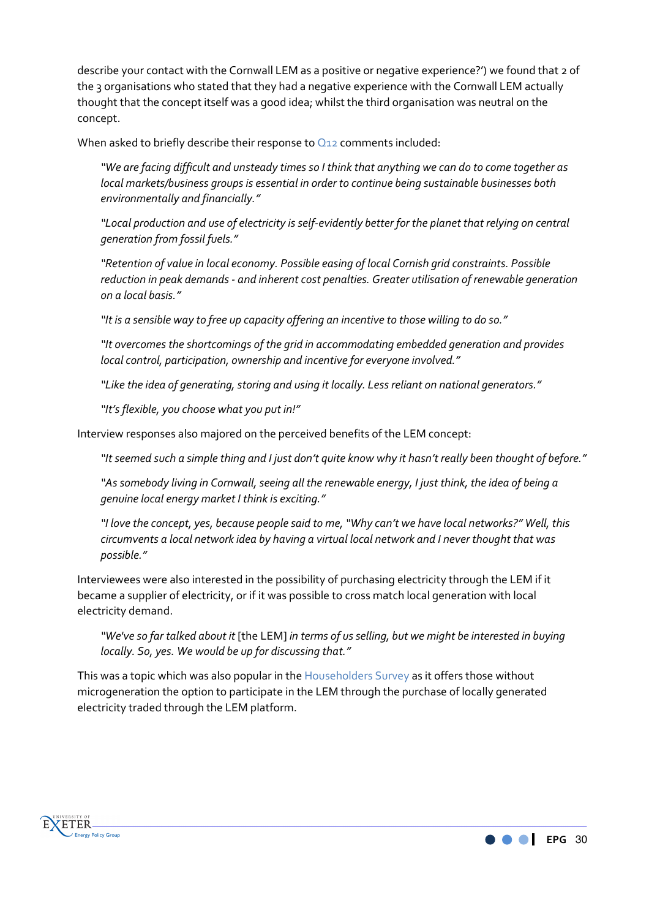describe your contact with the Cornwall LEM as a positive or negative experience?') we found that 2 of the 3 organisations who stated that they had a negative experience with the Cornwall LEM actually thought that the concept itself was a good idea; whilst the third organisation was neutral on the concept.

When asked to briefly describe their response to Q12 comments included:

> *"We are facing difficult and unsteady times so I think that anything we can do to come together as local markets/business groups is essential in order to continue being sustainable businesses both environmentally and financially."*

> *"Local production and use of electricity is self-evidently better for the planet that relying on central generation from fossil fuels."*

> *"Retention of value in local economy. Possible easing of local Cornish grid constraints. Possible reduction in peak demands - and inherent cost penalties. Greater utilisation of renewable generation on a local basis."*

> *"It is a sensible way to free up capacity offering an incentive to those willing to do so."*

> *"It overcomes the shortcomings of the grid in accommodating embedded generation and provides local control, participation, ownership and incentive for everyone involved."*

> *"Like the idea of generating, storing and using it locally. Less reliant on national generators."*

> *"It's flexible, you choose what you put in!"*

Interview responses also majored on the perceived benefits of the LEM concept:

> *"It seemed such a simple thing and I just don't quite know why it hasn't really been thought of before."*

> *"As somebody living in Cornwall, seeing all the renewable energy, I just think, the idea of being a genuine local energy market I think is exciting."*

> *"I love the concept, yes, because people said to me, "Why can't we have local networks?" Well, this circumvents a local network idea by having a virtual local network and I never thought that was possible."*

Interviewees were also interested in the possibility of purchasing electricity through the LEM if it became a supplier of electricity, or if it was possible to cross match local generation with local electricity demand.

> *"We've so far talked about it* [the LEM] *in terms of us selling, but we might be interested in buying locally. So, yes. We would be up for discussing that."*

This was a topic which was also popular in the Householders Survey as it offers those without microgeneration the option to participate in the LEM through the purchase of locally generated electricity traded through the LEM platform.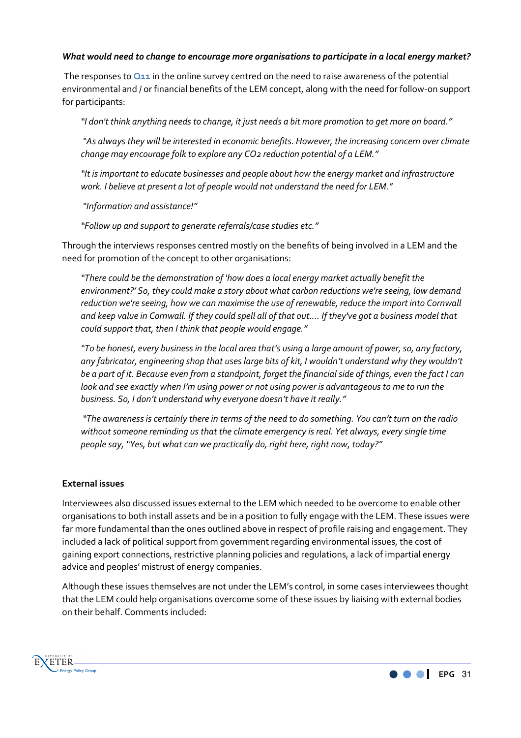***What would need to change to encourage more organisations to participate in a local energy market?***

The responses to **Q11** in the online survey centred on the need to raise awareness of the potential environmental and / or financial benefits of the LEM concept, along with the need for follow-on support for participants:

> *"I don't think anything needs to change, it just needs a bit more promotion to get more on board."*
>
> *"As always they will be interested in economic benefits. However, the increasing concern over climate change may encourage folk to explore any $CO_2$ reduction potential of a LEM."*
>
> *"It is important to educate businesses and people about how the energy market and infrastructure work. I believe at present a lot of people would not understand the need for LEM."*
>
> *"Information and assistance!"*
>
> *"Follow up and support to generate referrals/case studies etc."*

Through the interviews responses centred mostly on the benefits of being involved in a LEM and the need for promotion of the concept to other organisations:

> *"There could be the demonstration of 'how does a local energy market actually benefit the environment?' So, they could make a story about what carbon reductions we're seeing, low demand reduction we're seeing, how we can maximise the use of renewable, reduce the import into Cornwall and keep value in Cornwall. If they could spell all of that out.... If they've got a business model that could support that, then I think that people would engage."*
>
> *"To be honest, every business in the local area that's using a large amount of power, so, any factory, any fabricator, engineering shop that uses large bits of kit, I wouldn't understand why they wouldn't be a part of it. Because even from a standpoint, forget the financial side of things, even the fact I can look and see exactly when I'm using power or not using power is advantageous to me to run the business. So, I don't understand why everyone doesn't have it really."*
>
> *"The awareness is certainly there in terms of the need to do something. You can't turn on the radio without someone reminding us that the climate emergency is real. Yet always, every single time people say, "Yes, but what can we practically do, right here, right now, today?"*

**External issues**

Interviewees also discussed issues external to the LEM which needed to be overcome to enable other organisations to both install assets and be in a position to fully engage with the LEM. These issues were far more fundamental than the ones outlined above in respect of profile raising and engagement. They included a lack of political support from government regarding environmental issues, the cost of gaining export connections, restrictive planning policies and regulations, a lack of impartial energy advice and peoples' mistrust of energy companies.

Although these issues themselves are not under the LEM's control, in some cases interviewees thought that the LEM could help organisations overcome some of these issues by liaising with external bodies on their behalf. Comments included: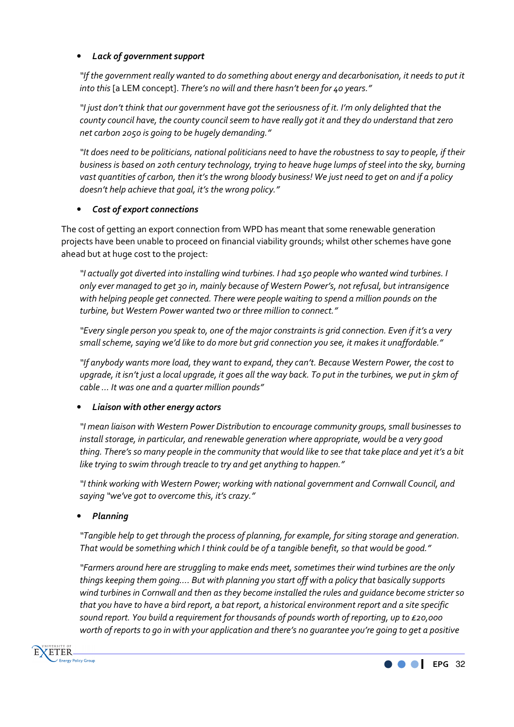- ***Lack of government support***

  *"If the government really wanted to do something about energy and decarbonisation, it needs to put it into this* [a LEM concept]. *There's no will and there hasn't been for 40 years."*

  *"I just don't think that our government have got the seriousness of it. I'm only delighted that the county council have, the county council seem to have really got it and they do understand that zero net carbon 2050 is going to be hugely demanding."*

  *"It does need to be politicians, national politicians need to have the robustness to say to people, if their business is based on 20th century technology, trying to heave huge lumps of steel into the sky, burning vast quantities of carbon, then it's the wrong bloody business! We just need to get on and if a policy doesn't help achieve that goal, it's the wrong policy."*

- ***Cost of export connections***

The cost of getting an export connection from WPD has meant that some renewable generation projects have been unable to proceed on financial viability grounds; whilst other schemes have gone ahead but at huge cost to the project:

  *"I actually got diverted into installing wind turbines. I had 150 people who wanted wind turbines. I only ever managed to get 30 in, mainly because of Western Power's, not refusal, but intransigence with helping people get connected. There were people waiting to spend a million pounds on the turbine, but Western Power wanted two or three million to connect."*

  *"Every single person you speak to, one of the major constraints is grid connection. Even if it's a very small scheme, saying we'd like to do more but grid connection you see, it makes it unaffordable."*

  *"If anybody wants more load, they want to expand, they can't. Because Western Power, the cost to upgrade, it isn't just a local upgrade, it goes all the way back. To put in the turbines, we put in 5km of cable … It was one and a quarter million pounds"*

- ***Liaison with other energy actors***

  *"I mean liaison with Western Power Distribution to encourage community groups, small businesses to install storage, in particular, and renewable generation where appropriate, would be a very good thing. There's so many people in the community that would like to see that take place and yet it's a bit like trying to swim through treacle to try and get anything to happen."*

  *"I think working with Western Power; working with national government and Cornwall Council, and saying "we've got to overcome this, it's crazy."*

- ***Planning***

  *"Tangible help to get through the process of planning, for example, for siting storage and generation. That would be something which I think could be of a tangible benefit, so that would be good."*

  *"Farmers around here are struggling to make ends meet, sometimes their wind turbines are the only things keeping them going…. But with planning you start off with a policy that basically supports wind turbines in Cornwall and then as they become installed the rules and guidance become stricter so that you have to have a bird report, a bat report, a historical environment report and a site specific sound report. You build a requirement for thousands of pounds worth of reporting, up to £20,000 worth of reports to go in with your application and there's no guarantee you're going to get a positive*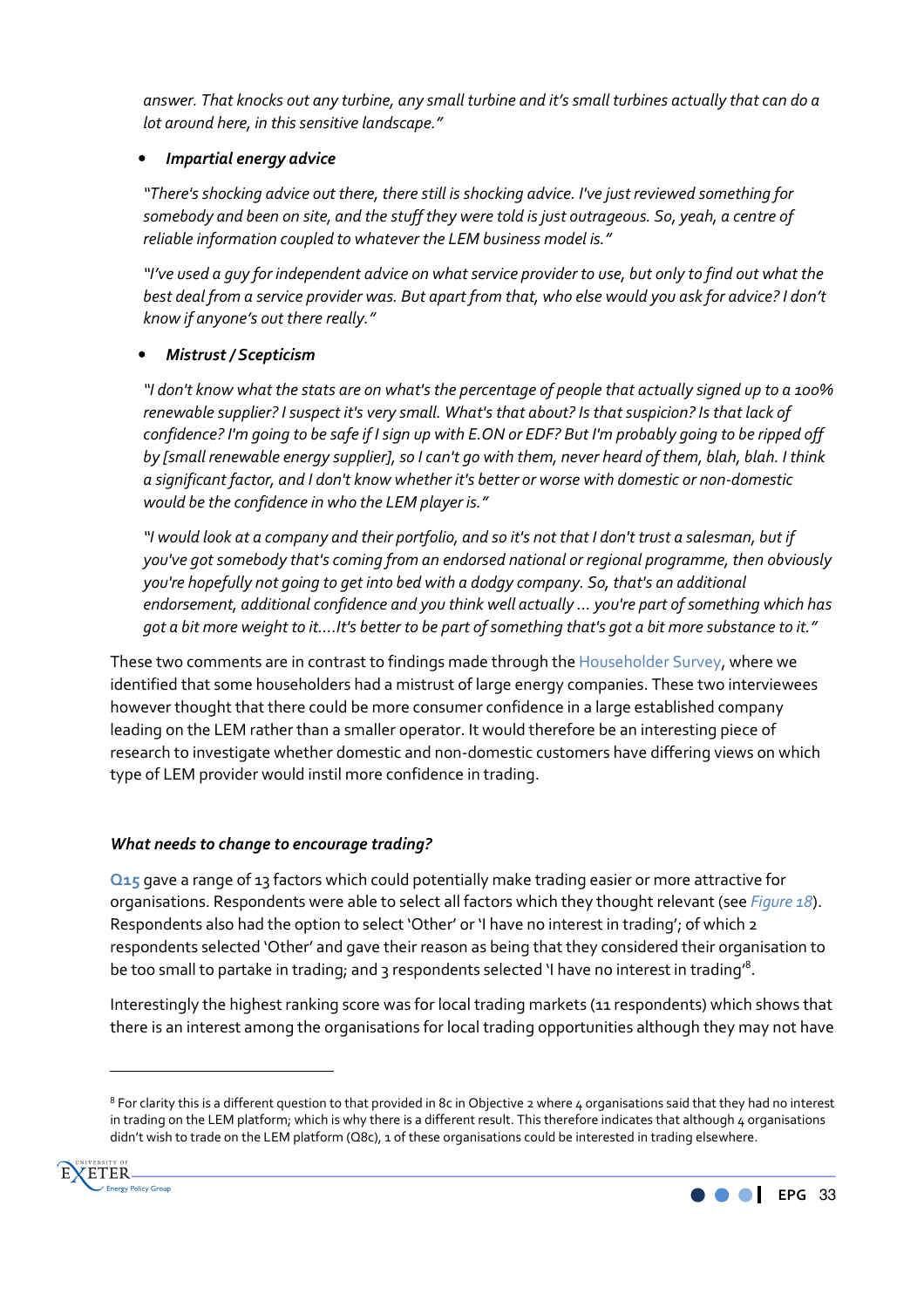*answer. That knocks out any turbine, any small turbine and it's small turbines actually that can do a lot around here, in this sensitive landscape."*

- ***Impartial energy advice***

*"There's shocking advice out there, there still is shocking advice. I've just reviewed something for somebody and been on site, and the stuff they were told is just outrageous. So, yeah, a centre of reliable information coupled to whatever the LEM business model is."*

*"I've used a guy for independent advice on what service provider to use, but only to find out what the best deal from a service provider was. But apart from that, who else would you ask for advice? I don't know if anyone's out there really."*

- ***Mistrust / Scepticism***

*"I don't know what the stats are on what's the percentage of people that actually signed up to a 100% renewable supplier? I suspect it's very small. What's that about? Is that suspicion? Is that lack of confidence? I'm going to be safe if I sign up with E.ON or EDF? But I'm probably going to be ripped off by [small renewable energy supplier], so I can't go with them, never heard of them, blah, blah. I think a significant factor, and I don't know whether it's better or worse with domestic or non-domestic would be the confidence in who the LEM player is."*

*"I would look at a company and their portfolio, and so it's not that I don't trust a salesman, but if you've got somebody that's coming from an endorsed national or regional programme, then obviously you're hopefully not going to get into bed with a dodgy company. So, that's an additional endorsement, additional confidence and you think well actually ... you're part of something which has got a bit more weight to it....It's better to be part of something that's got a bit more substance to it."*

These two comments are in contrast to findings made through the Householder Survey, where we identified that some householders had a mistrust of large energy companies. These two interviewees however thought that there could be more consumer confidence in a large established company leading on the LEM rather than a smaller operator. It would therefore be an interesting piece of research to investigate whether domestic and non-domestic customers have differing views on which type of LEM provider would instil more confidence in trading.

### *What needs to change to encourage trading?*

**Q15** gave a range of 13 factors which could potentially make trading easier or more attractive for organisations. Respondents were able to select all factors which they thought relevant (see *Figure 18*). Respondents also had the option to select 'Other' or 'I have no interest in trading'; of which 2 respondents selected 'Other' and gave their reason as being that they considered their organisation to be too small to partake in trading; and 3 respondents selected 'I have no interest in trading'[8].

Interestingly the highest ranking score was for local trading markets (11 respondents) which shows that there is an interest among the organisations for local trading opportunities although they may not have

[8] For clarity this is a different question to that provided in 8c in Objective 2 where 4 organisations said that they had no interest in trading on the LEM platform; which is why there is a different result. This therefore indicates that although 4 organisations didn't wish to trade on the LEM platform (Q8c), 1 of these organisations could be interested in trading elsewhere.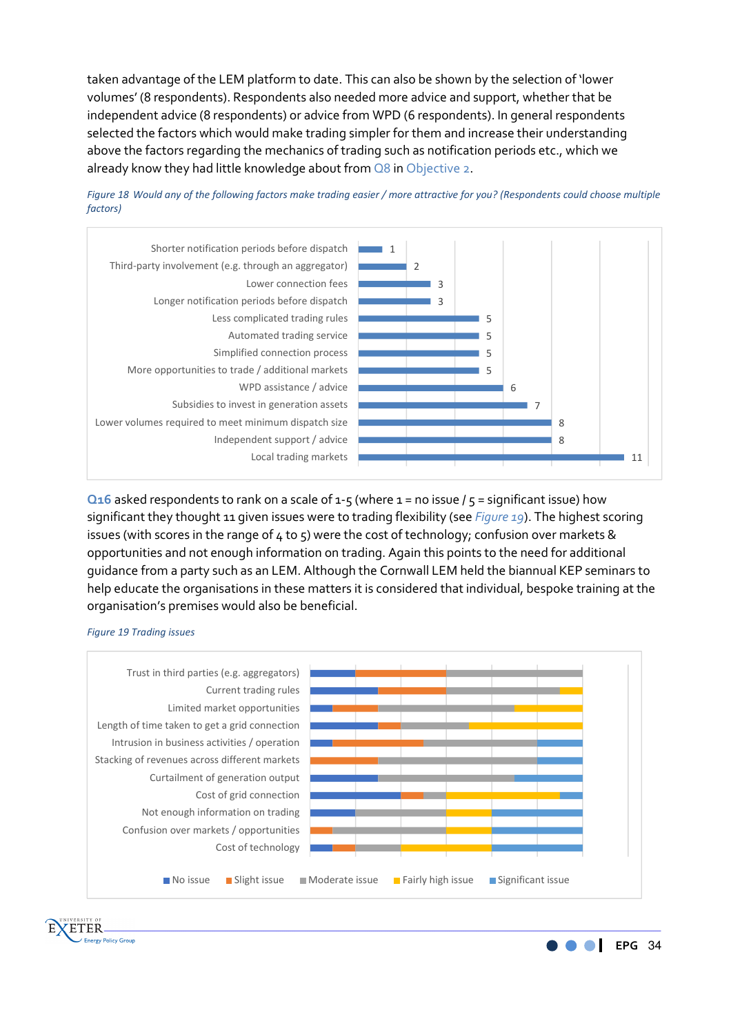taken advantage of the LEM platform to date. This can also be shown by the selection of 'lower volumes' (8 respondents). Respondents also needed more advice and support, whether that be independent advice (8 respondents) or advice from WPD (6 respondents). In general respondents selected the factors which would make trading simpler for them and increase their understanding above the factors regarding the mechanics of trading such as notification periods etc., which we already know they had little knowledge about from Q8 in Objective 2.

*Figure 18 Would any of the following factors make trading easier / more attractive for you? (Respondents could choose multiple factors)*

| Factor | Respondents |
|---|---|
| Shorter notification periods before dispatch | 1 |
| Third-party involvement (e.g. through an aggregator) | 2 |
| Lower connection fees | 3 |
| Longer notification periods before dispatch | 3 |
| Less complicated trading rules | 5 |
| Automated trading service | 5 |
| Simplified connection process | 5 |
| More opportunities to trade / additional markets | 5 |
| WPD assistance / advice | 6 |
| Subsidies to invest in generation assets | 7 |
| Lower volumes required to meet minimum dispatch size | 8 |
| Independent support / advice | 8 |
| Local trading markets | 11 |

**Q16** asked respondents to rank on a scale of 1-5 (where 1 = no issue / 5 = significant issue) how significant they thought 11 given issues were to trading flexibility (see *Figure 19*). The highest scoring issues (with scores in the range of 4 to 5) were the cost of technology; confusion over markets & opportunities and not enough information on trading. Again this points to the need for additional guidance from a party such as an LEM. Although the Cornwall LEM held the biannual KEP seminars to help educate the organisations in these matters it is considered that individual, bespoke training at the organisation's premises would also be beneficial.

*Figure 19 Trading issues*

Chart categories: Trust in third parties (e.g. aggregators); Current trading rules; Limited market opportunities; Length of time taken to get a grid connection; Intrusion in business activities / operation; Stacking of revenues across different markets; Curtailment of generation output; Cost of grid connection; Not enough information on trading; Confusion over markets / opportunities; Cost of technology

Legend: No issue; Slight issue; Moderate issue; Fairly high issue; Significant issue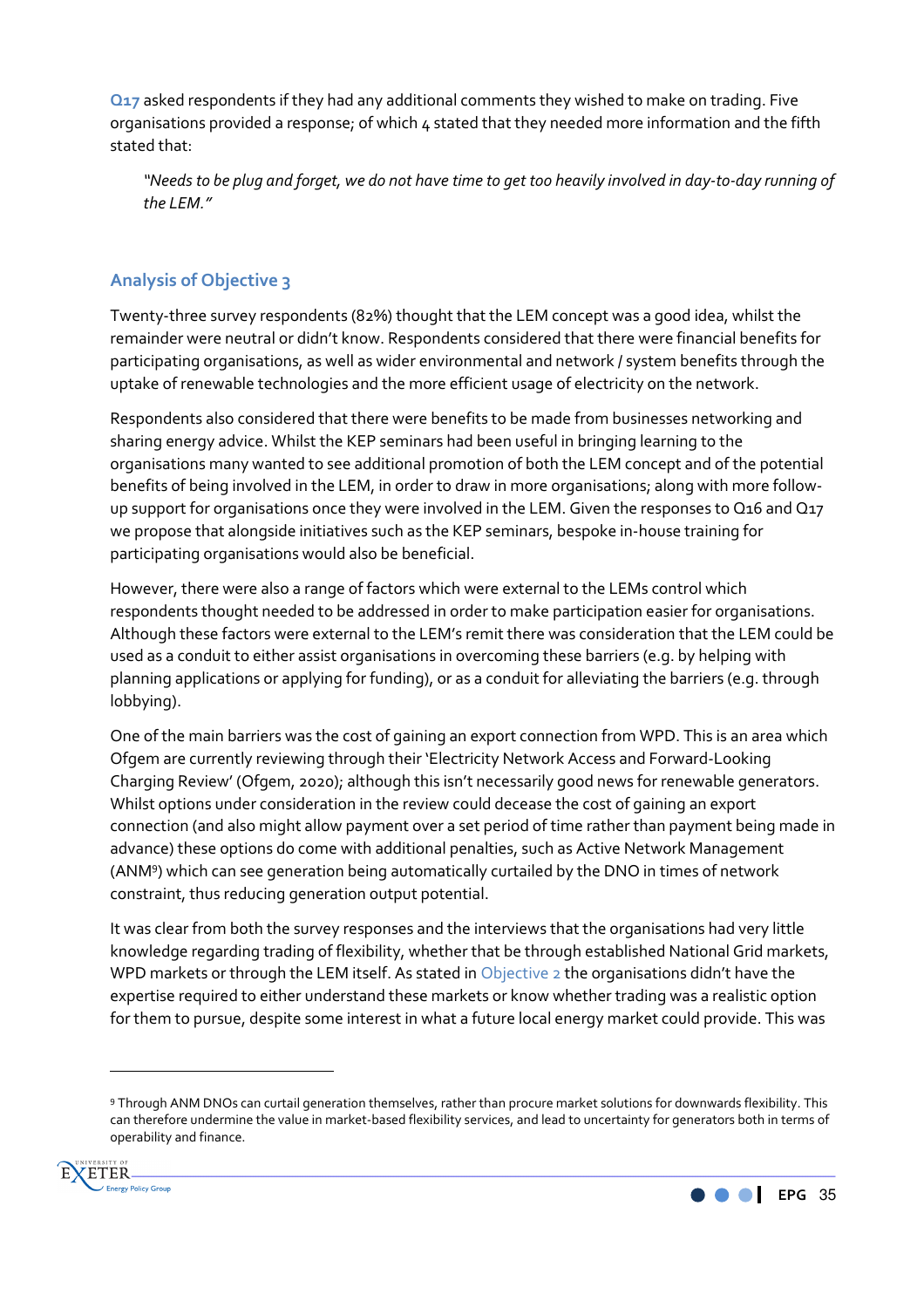**Q17** asked respondents if they had any additional comments they wished to make on trading. Five organisations provided a response; of which 4 stated that they needed more information and the fifth stated that:

> *"Needs to be plug and forget, we do not have time to get too heavily involved in day-to-day running of the LEM."*

## Analysis of Objective 3

Twenty-three survey respondents (82%) thought that the LEM concept was a good idea, whilst the remainder were neutral or didn't know. Respondents considered that there were financial benefits for participating organisations, as well as wider environmental and network / system benefits through the uptake of renewable technologies and the more efficient usage of electricity on the network.

Respondents also considered that there were benefits to be made from businesses networking and sharing energy advice. Whilst the KEP seminars had been useful in bringing learning to the organisations many wanted to see additional promotion of both the LEM concept and of the potential benefits of being involved in the LEM, in order to draw in more organisations; along with more follow-up support for organisations once they were involved in the LEM. Given the responses to Q16 and Q17 we propose that alongside initiatives such as the KEP seminars, bespoke in-house training for participating organisations would also be beneficial.

However, there were also a range of factors which were external to the LEMs control which respondents thought needed to be addressed in order to make participation easier for organisations. Although these factors were external to the LEM's remit there was consideration that the LEM could be used as a conduit to either assist organisations in overcoming these barriers (e.g. by helping with planning applications or applying for funding), or as a conduit for alleviating the barriers (e.g. through lobbying).

One of the main barriers was the cost of gaining an export connection from WPD. This is an area which Ofgem are currently reviewing through their 'Electricity Network Access and Forward-Looking Charging Review' (Ofgem, 2020); although this isn't necessarily good news for renewable generators. Whilst options under consideration in the review could decease the cost of gaining an export connection (and also might allow payment over a set period of time rather than payment being made in advance) these options do come with additional penalties, such as Active Network Management (ANM[9]) which can see generation being automatically curtailed by the DNO in times of network constraint, thus reducing generation output potential.

It was clear from both the survey responses and the interviews that the organisations had very little knowledge regarding trading of flexibility, whether that be through established National Grid markets, WPD markets or through the LEM itself. As stated in Objective 2 the organisations didn't have the expertise required to either understand these markets or know whether trading was a realistic option for them to pursue, despite some interest in what a future local energy market could provide. This was

---

[9] Through ANM DNOs can curtail generation themselves, rather than procure market solutions for downwards flexibility. This can therefore undermine the value in market-based flexibility services, and lead to uncertainty for generators both in terms of operability and finance.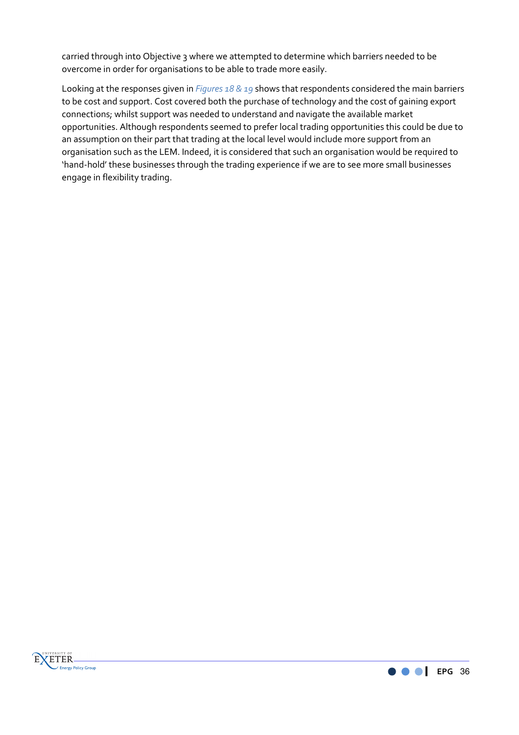carried through into Objective 3 where we attempted to determine which barriers needed to be overcome in order for organisations to be able to trade more easily.

Looking at the responses given in *Figures 18 & 19* shows that respondents considered the main barriers to be cost and support. Cost covered both the purchase of technology and the cost of gaining export connections; whilst support was needed to understand and navigate the available market opportunities. Although respondents seemed to prefer local trading opportunities this could be due to an assumption on their part that trading at the local level would include more support from an organisation such as the LEM. Indeed, it is considered that such an organisation would be required to 'hand-hold' these businesses through the trading experience if we are to see more small businesses engage in flexibility trading.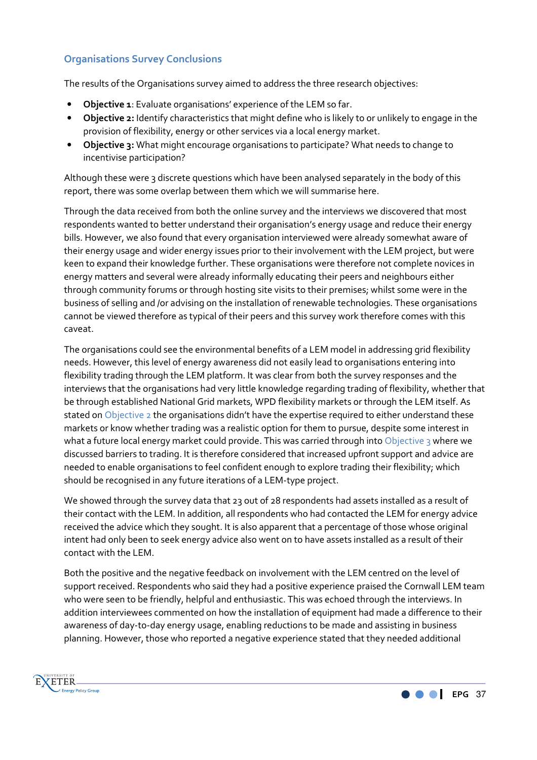## Organisations Survey Conclusions

The results of the Organisations survey aimed to address the three research objectives:

- **Objective 1**: Evaluate organisations' experience of the LEM so far.
- **Objective 2:** Identify characteristics that might define who is likely to or unlikely to engage in the provision of flexibility, energy or other services via a local energy market.
- **Objective 3:** What might encourage organisations to participate? What needs to change to incentivise participation?

Although these were 3 discrete questions which have been analysed separately in the body of this report, there was some overlap between them which we will summarise here.

Through the data received from both the online survey and the interviews we discovered that most respondents wanted to better understand their organisation's energy usage and reduce their energy bills. However, we also found that every organisation interviewed were already somewhat aware of their energy usage and wider energy issues prior to their involvement with the LEM project, but were keen to expand their knowledge further. These organisations were therefore not complete novices in energy matters and several were already informally educating their peers and neighbours either through community forums or through hosting site visits to their premises; whilst some were in the business of selling and /or advising on the installation of renewable technologies. These organisations cannot be viewed therefore as typical of their peers and this survey work therefore comes with this caveat.

The organisations could see the environmental benefits of a LEM model in addressing grid flexibility needs. However, this level of energy awareness did not easily lead to organisations entering into flexibility trading through the LEM platform. It was clear from both the survey responses and the interviews that the organisations had very little knowledge regarding trading of flexibility, whether that be through established National Grid markets, WPD flexibility markets or through the LEM itself. As stated on Objective 2 the organisations didn't have the expertise required to either understand these markets or know whether trading was a realistic option for them to pursue, despite some interest in what a future local energy market could provide. This was carried through into Objective 3 where we discussed barriers to trading. It is therefore considered that increased upfront support and advice are needed to enable organisations to feel confident enough to explore trading their flexibility; which should be recognised in any future iterations of a LEM-type project.

We showed through the survey data that 23 out of 28 respondents had assets installed as a result of their contact with the LEM. In addition, all respondents who had contacted the LEM for energy advice received the advice which they sought. It is also apparent that a percentage of those whose original intent had only been to seek energy advice also went on to have assets installed as a result of their contact with the LEM.

Both the positive and the negative feedback on involvement with the LEM centred on the level of support received. Respondents who said they had a positive experience praised the Cornwall LEM team who were seen to be friendly, helpful and enthusiastic. This was echoed through the interviews. In addition interviewees commented on how the installation of equipment had made a difference to their awareness of day-to-day energy usage, enabling reductions to be made and assisting in business planning. However, those who reported a negative experience stated that they needed additional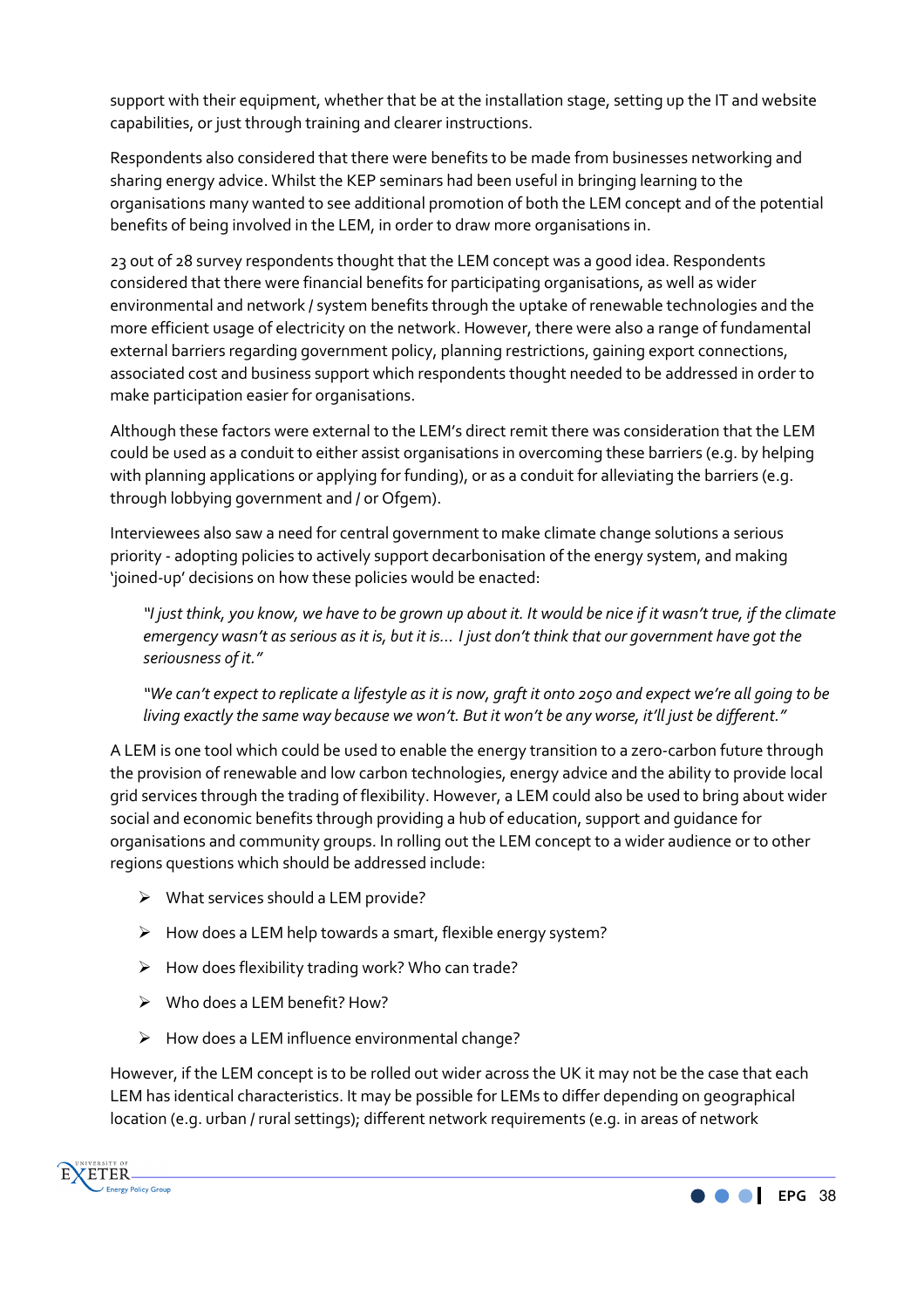support with their equipment, whether that be at the installation stage, setting up the IT and website capabilities, or just through training and clearer instructions.

Respondents also considered that there were benefits to be made from businesses networking and sharing energy advice. Whilst the KEP seminars had been useful in bringing learning to the organisations many wanted to see additional promotion of both the LEM concept and of the potential benefits of being involved in the LEM, in order to draw more organisations in.

23 out of 28 survey respondents thought that the LEM concept was a good idea. Respondents considered that there were financial benefits for participating organisations, as well as wider environmental and network / system benefits through the uptake of renewable technologies and the more efficient usage of electricity on the network. However, there were also a range of fundamental external barriers regarding government policy, planning restrictions, gaining export connections, associated cost and business support which respondents thought needed to be addressed in order to make participation easier for organisations.

Although these factors were external to the LEM's direct remit there was consideration that the LEM could be used as a conduit to either assist organisations in overcoming these barriers (e.g. by helping with planning applications or applying for funding), or as a conduit for alleviating the barriers (e.g. through lobbying government and / or Ofgem).

Interviewees also saw a need for central government to make climate change solutions a serious priority - adopting policies to actively support decarbonisation of the energy system, and making 'joined-up' decisions on how these policies would be enacted:

> *"I just think, you know, we have to be grown up about it. It would be nice if it wasn't true, if the climate emergency wasn't as serious as it is, but it is… I just don't think that our government have got the seriousness of it."*

> *"We can't expect to replicate a lifestyle as it is now, graft it onto 2050 and expect we're all going to be living exactly the same way because we won't. But it won't be any worse, it'll just be different."*

A LEM is one tool which could be used to enable the energy transition to a zero-carbon future through the provision of renewable and low carbon technologies, energy advice and the ability to provide local grid services through the trading of flexibility. However, a LEM could also be used to bring about wider social and economic benefits through providing a hub of education, support and guidance for organisations and community groups. In rolling out the LEM concept to a wider audience or to other regions questions which should be addressed include:

- What services should a LEM provide?
- How does a LEM help towards a smart, flexible energy system?
- How does flexibility trading work? Who can trade?
- Who does a LEM benefit? How?
- How does a LEM influence environmental change?

However, if the LEM concept is to be rolled out wider across the UK it may not be the case that each LEM has identical characteristics. It may be possible for LEMs to differ depending on geographical location (e.g. urban / rural settings); different network requirements (e.g. in areas of network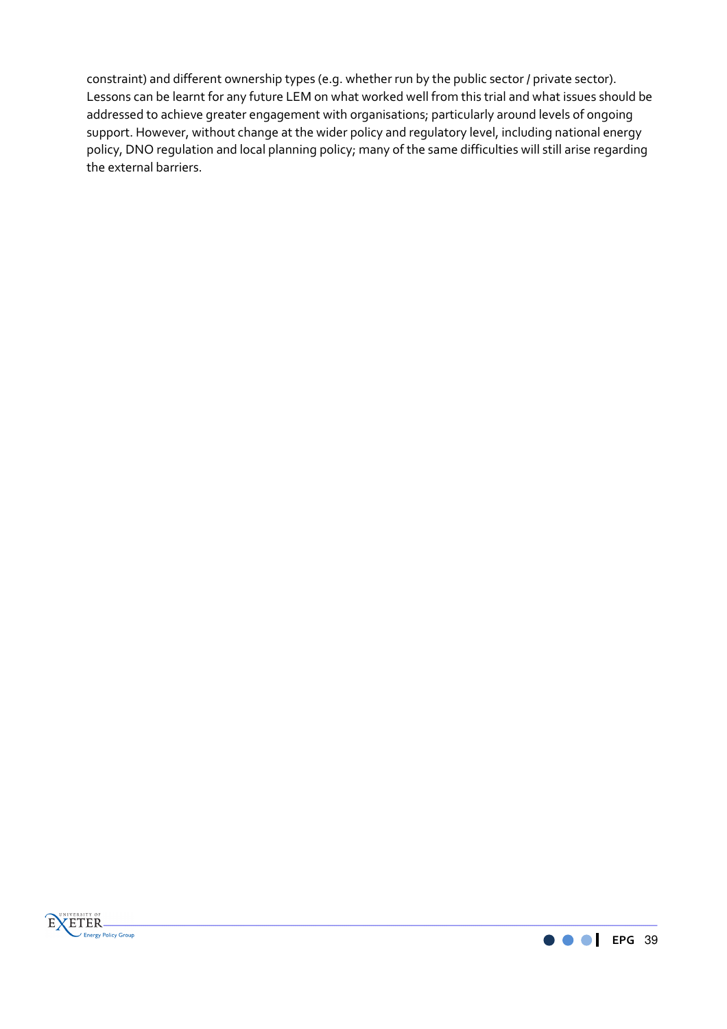constraint) and different ownership types (e.g. whether run by the public sector / private sector). Lessons can be learnt for any future LEM on what worked well from this trial and what issues should be addressed to achieve greater engagement with organisations; particularly around levels of ongoing support. However, without change at the wider policy and regulatory level, including national energy policy, DNO regulation and local planning policy; many of the same difficulties will still arise regarding the external barriers.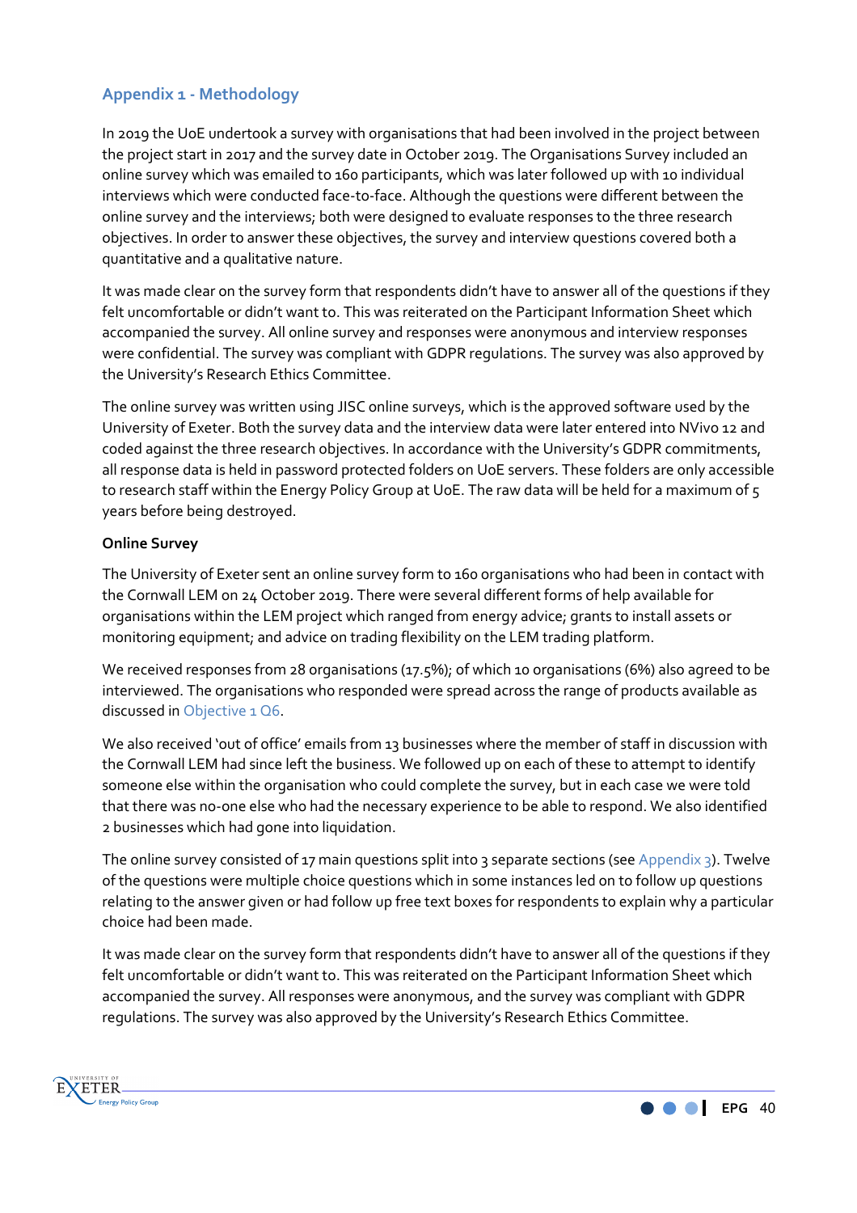## Appendix 1 - Methodology

In 2019 the UoE undertook a survey with organisations that had been involved in the project between the project start in 2017 and the survey date in October 2019. The Organisations Survey included an online survey which was emailed to 160 participants, which was later followed up with 10 individual interviews which were conducted face-to-face. Although the questions were different between the online survey and the interviews; both were designed to evaluate responses to the three research objectives. In order to answer these objectives, the survey and interview questions covered both a quantitative and a qualitative nature.

It was made clear on the survey form that respondents didn't have to answer all of the questions if they felt uncomfortable or didn't want to. This was reiterated on the Participant Information Sheet which accompanied the survey. All online survey and responses were anonymous and interview responses were confidential. The survey was compliant with GDPR regulations. The survey was also approved by the University's Research Ethics Committee.

The online survey was written using JISC online surveys, which is the approved software used by the University of Exeter. Both the survey data and the interview data were later entered into NVivo 12 and coded against the three research objectives. In accordance with the University's GDPR commitments, all response data is held in password protected folders on UoE servers. These folders are only accessible to research staff within the Energy Policy Group at UoE. The raw data will be held for a maximum of 5 years before being destroyed.

**Online Survey**

The University of Exeter sent an online survey form to 160 organisations who had been in contact with the Cornwall LEM on 24 October 2019. There were several different forms of help available for organisations within the LEM project which ranged from energy advice; grants to install assets or monitoring equipment; and advice on trading flexibility on the LEM trading platform.

We received responses from 28 organisations (17.5%); of which 10 organisations (6%) also agreed to be interviewed. The organisations who responded were spread across the range of products available as discussed in Objective 1 Q6.

We also received 'out of office' emails from 13 businesses where the member of staff in discussion with the Cornwall LEM had since left the business. We followed up on each of these to attempt to identify someone else within the organisation who could complete the survey, but in each case we were told that there was no-one else who had the necessary experience to be able to respond. We also identified 2 businesses which had gone into liquidation.

The online survey consisted of 17 main questions split into 3 separate sections (see Appendix 3). Twelve of the questions were multiple choice questions which in some instances led on to follow up questions relating to the answer given or had follow up free text boxes for respondents to explain why a particular choice had been made.

It was made clear on the survey form that respondents didn't have to answer all of the questions if they felt uncomfortable or didn't want to. This was reiterated on the Participant Information Sheet which accompanied the survey. All responses were anonymous, and the survey was compliant with GDPR regulations. The survey was also approved by the University's Research Ethics Committee.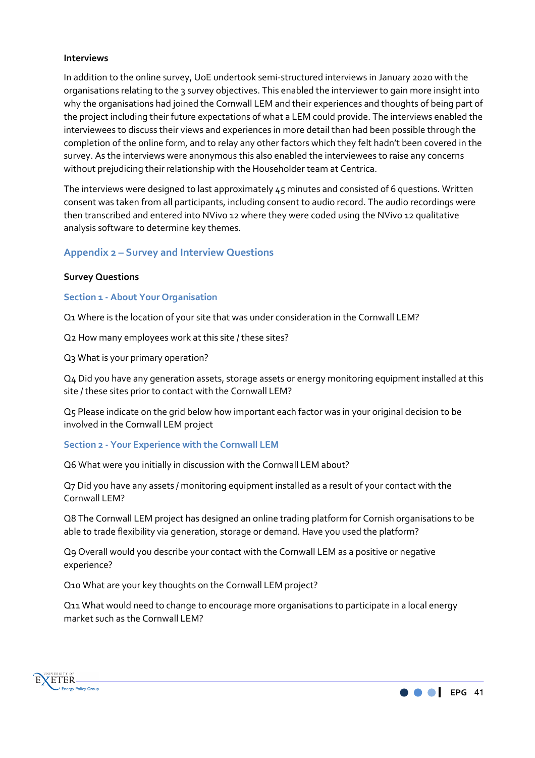**Interviews**

In addition to the online survey, UoE undertook semi-structured interviews in January 2020 with the organisations relating to the 3 survey objectives. This enabled the interviewer to gain more insight into why the organisations had joined the Cornwall LEM and their experiences and thoughts of being part of the project including their future expectations of what a LEM could provide. The interviews enabled the interviewees to discuss their views and experiences in more detail than had been possible through the completion of the online form, and to relay any other factors which they felt hadn't been covered in the survey. As the interviews were anonymous this also enabled the interviewees to raise any concerns without prejudicing their relationship with the Householder team at Centrica.

The interviews were designed to last approximately 45 minutes and consisted of 6 questions. Written consent was taken from all participants, including consent to audio record. The audio recordings were then transcribed and entered into NVivo 12 where they were coded using the NVivo 12 qualitative analysis software to determine key themes.

## Appendix 2 – Survey and Interview Questions

**Survey Questions**

### Section 1 - About Your Organisation

Q1 Where is the location of your site that was under consideration in the Cornwall LEM?

Q2 How many employees work at this site / these sites?

Q3 What is your primary operation?

Q4 Did you have any generation assets, storage assets or energy monitoring equipment installed at this site / these sites prior to contact with the Cornwall LEM?

Q5 Please indicate on the grid below how important each factor was in your original decision to be involved in the Cornwall LEM project

### Section 2 - Your Experience with the Cornwall LEM

Q6 What were you initially in discussion with the Cornwall LEM about?

Q7 Did you have any assets / monitoring equipment installed as a result of your contact with the Cornwall LEM?

Q8 The Cornwall LEM project has designed an online trading platform for Cornish organisations to be able to trade flexibility via generation, storage or demand. Have you used the platform?

Q9 Overall would you describe your contact with the Cornwall LEM as a positive or negative experience?

Q10 What are your key thoughts on the Cornwall LEM project?

Q11 What would need to change to encourage more organisations to participate in a local energy market such as the Cornwall LEM?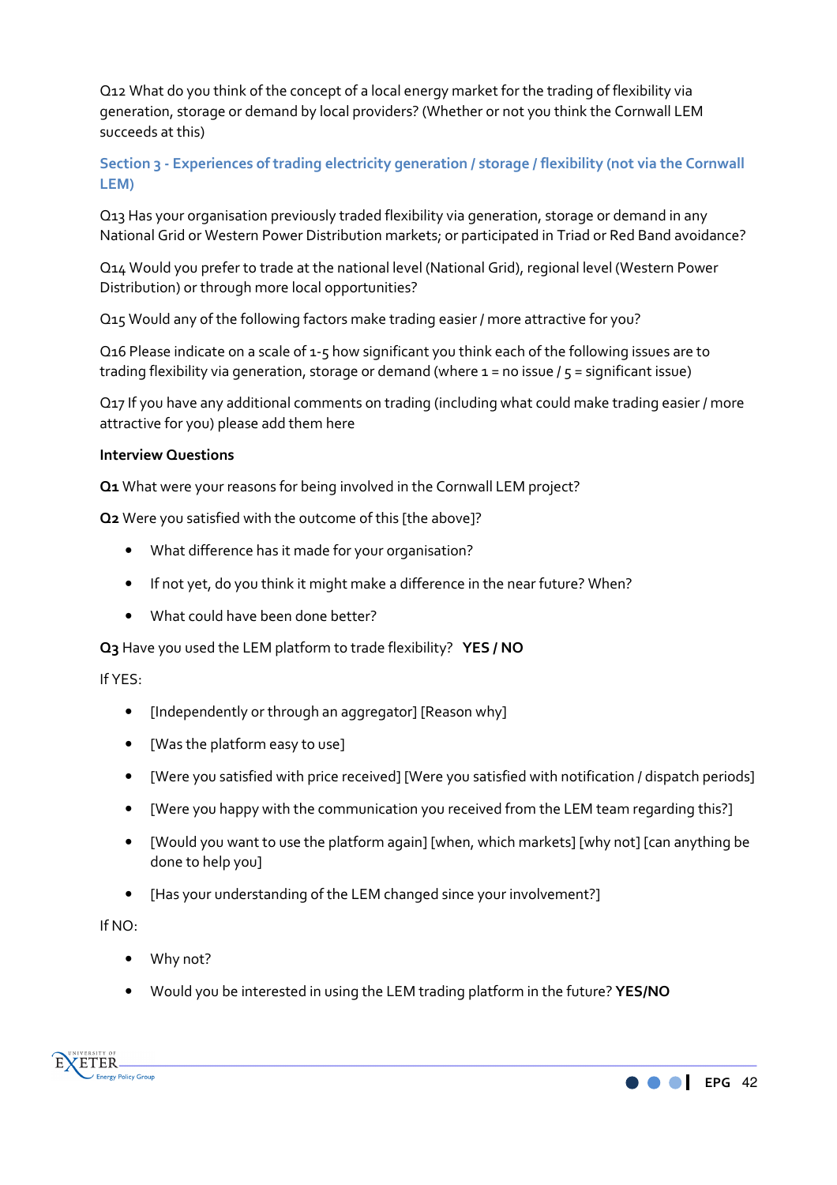Q12 What do you think of the concept of a local energy market for the trading of flexibility via generation, storage or demand by local providers? (Whether or not you think the Cornwall LEM succeeds at this)

### Section 3 - Experiences of trading electricity generation / storage / flexibility (not via the Cornwall LEM)

Q13 Has your organisation previously traded flexibility via generation, storage or demand in any National Grid or Western Power Distribution markets; or participated in Triad or Red Band avoidance?

Q14 Would you prefer to trade at the national level (National Grid), regional level (Western Power Distribution) or through more local opportunities?

Q15 Would any of the following factors make trading easier / more attractive for you?

Q16 Please indicate on a scale of 1-5 how significant you think each of the following issues are to trading flexibility via generation, storage or demand (where 1 = no issue / 5 = significant issue)

Q17 If you have any additional comments on trading (including what could make trading easier / more attractive for you) please add them here

**Interview Questions**

**Q1** What were your reasons for being involved in the Cornwall LEM project?

**Q2** Were you satisfied with the outcome of this [the above]?

- What difference has it made for your organisation?
- If not yet, do you think it might make a difference in the near future? When?
- What could have been done better?

**Q3** Have you used the LEM platform to trade flexibility? **YES / NO**

If YES:

- [Independently or through an aggregator] [Reason why]
- [Was the platform easy to use]
- [Were you satisfied with price received] [Were you satisfied with notification / dispatch periods]
- [Were you happy with the communication you received from the LEM team regarding this?]
- [Would you want to use the platform again] [when, which markets] [why not] [can anything be done to help you]
- [Has your understanding of the LEM changed since your involvement?]

If NO:

- Why not?
- Would you be interested in using the LEM trading platform in the future? **YES/NO**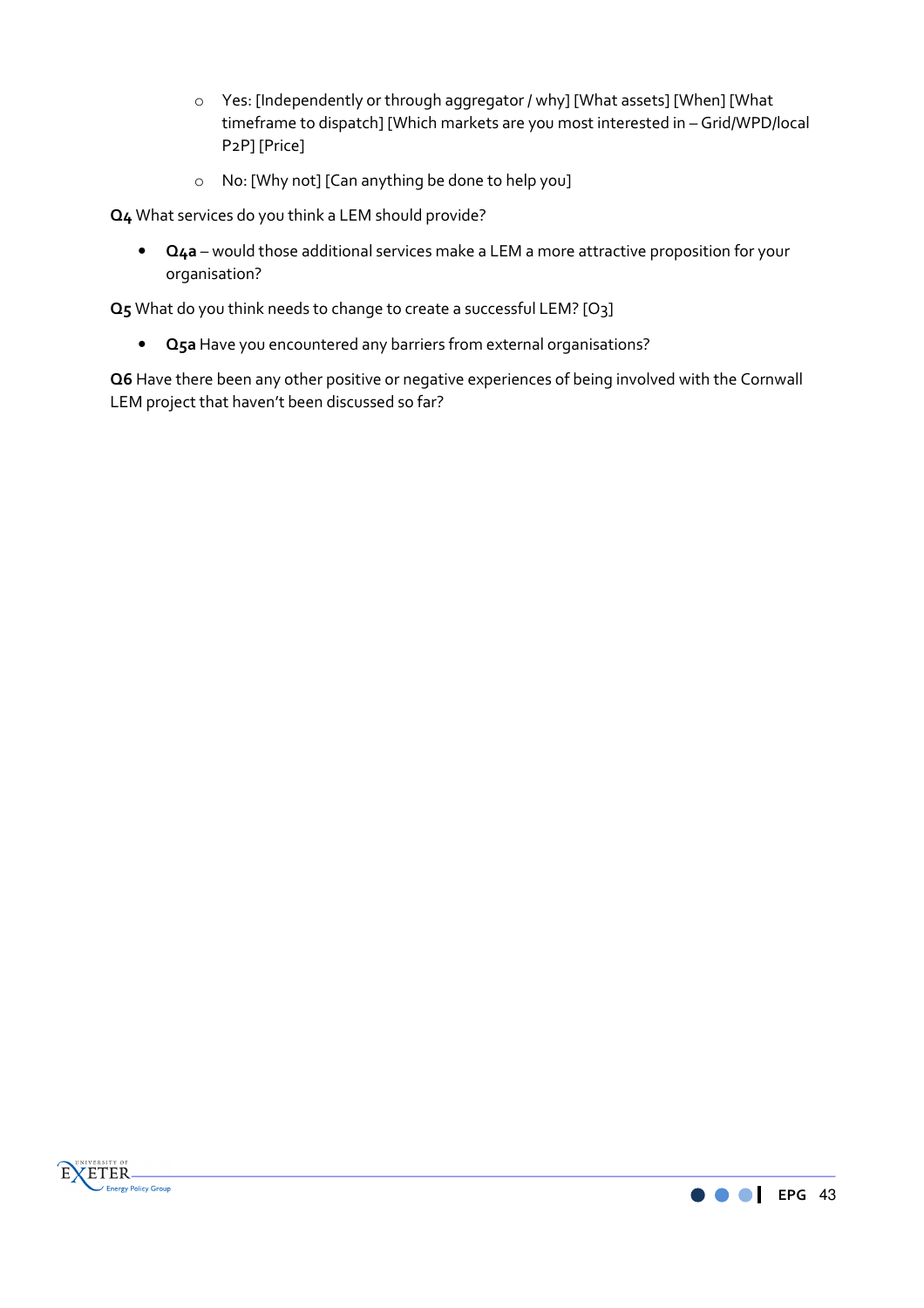- Yes: [Independently or through aggregator / why] [What assets] [When] [What timeframe to dispatch] [Which markets are you most interested in – Grid/WPD/local P2P] [Price]
    - No: [Why not] [Can anything be done to help you]

**Q4** What services do you think a LEM should provide?

- **Q4a** – would those additional services make a LEM a more attractive proposition for your organisation?

**Q5** What do you think needs to change to create a successful LEM? [O3]

- **Q5a** Have you encountered any barriers from external organisations?

**Q6** Have there been any other positive or negative experiences of being involved with the Cornwall LEM project that haven't been discussed so far?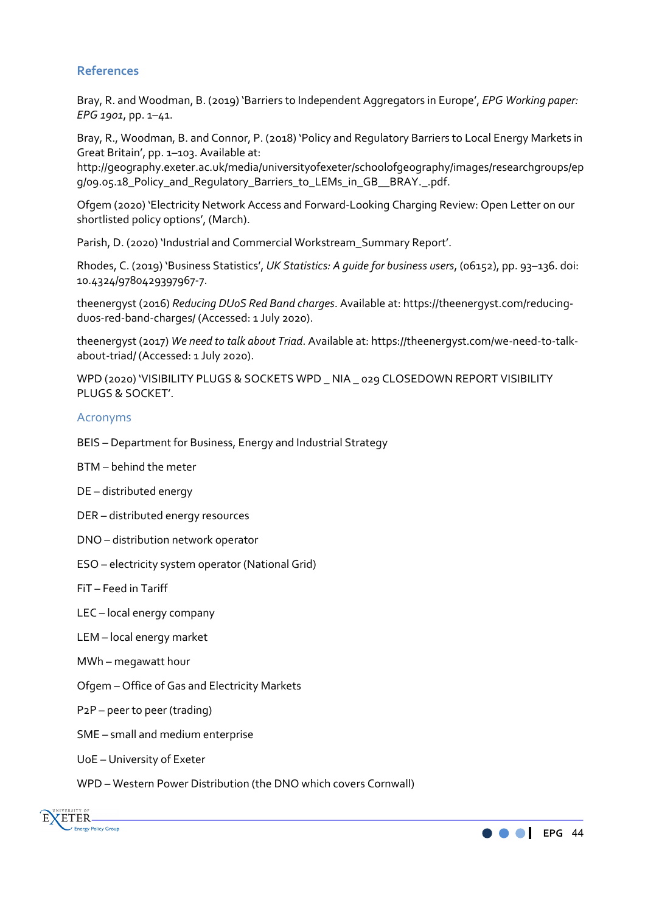## References

Bray, R. and Woodman, B. (2019) 'Barriers to Independent Aggregators in Europe', *EPG Working paper: EPG 1901*, pp. 1–41.

Bray, R., Woodman, B. and Connor, P. (2018) 'Policy and Regulatory Barriers to Local Energy Markets in Great Britain', pp. 1–103. Available at: http://geography.exeter.ac.uk/media/universityofexeter/schoolofgeography/images/researchgroups/epg/09.05.18_Policy_and_Regulatory_Barriers_to_LEMs_in_GB__BRAY._.pdf.

Ofgem (2020) 'Electricity Network Access and Forward-Looking Charging Review: Open Letter on our shortlisted policy options', (March).

Parish, D. (2020) 'Industrial and Commercial Workstream_Summary Report'.

Rhodes, C. (2019) 'Business Statistics', *UK Statistics: A guide for business users*, (06152), pp. 93–136. doi: 10.4324/9780429397967-7.

theenergyst (2016) *Reducing DUoS Red Band charges*. Available at: https://theenergyst.com/reducing-duos-red-band-charges/ (Accessed: 1 July 2020).

theenergyst (2017) *We need to talk about Triad*. Available at: https://theenergyst.com/we-need-to-talk-about-triad/ (Accessed: 1 July 2020).

WPD (2020) 'VISIBILITY PLUGS & SOCKETS WPD _ NIA _ 029 CLOSEDOWN REPORT VISIBILITY PLUGS & SOCKET'.

## Acronyms

BEIS – Department for Business, Energy and Industrial Strategy

BTM – behind the meter

DE – distributed energy

DER – distributed energy resources

DNO – distribution network operator

ESO – electricity system operator (National Grid)

FiT – Feed in Tariff

LEC – local energy company

LEM – local energy market

MWh – megawatt hour

Ofgem – Office of Gas and Electricity Markets

P2P – peer to peer (trading)

SME – small and medium enterprise

UoE – University of Exeter

WPD – Western Power Distribution (the DNO which covers Cornwall)